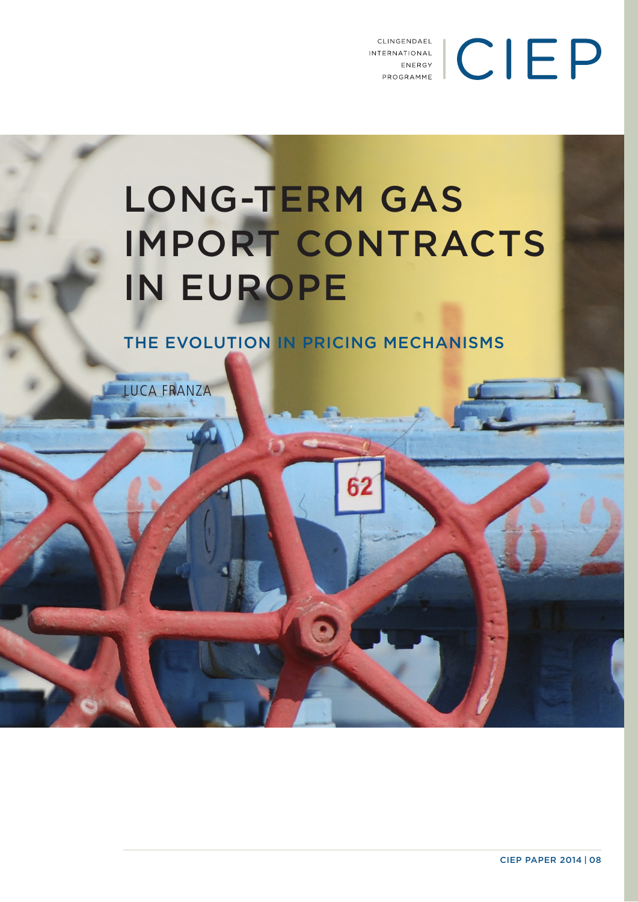CLINGENDAEL INTERNATIONAL ENERGY PROGRAMME | CIEP

# LONG-TERM GAS IMPORT CONTRACTS IN EUROPE

## THE EVOLUTION IN PRICING MECHANISMS

LUCA FRANZA

CIEP PAPER 2014 | 08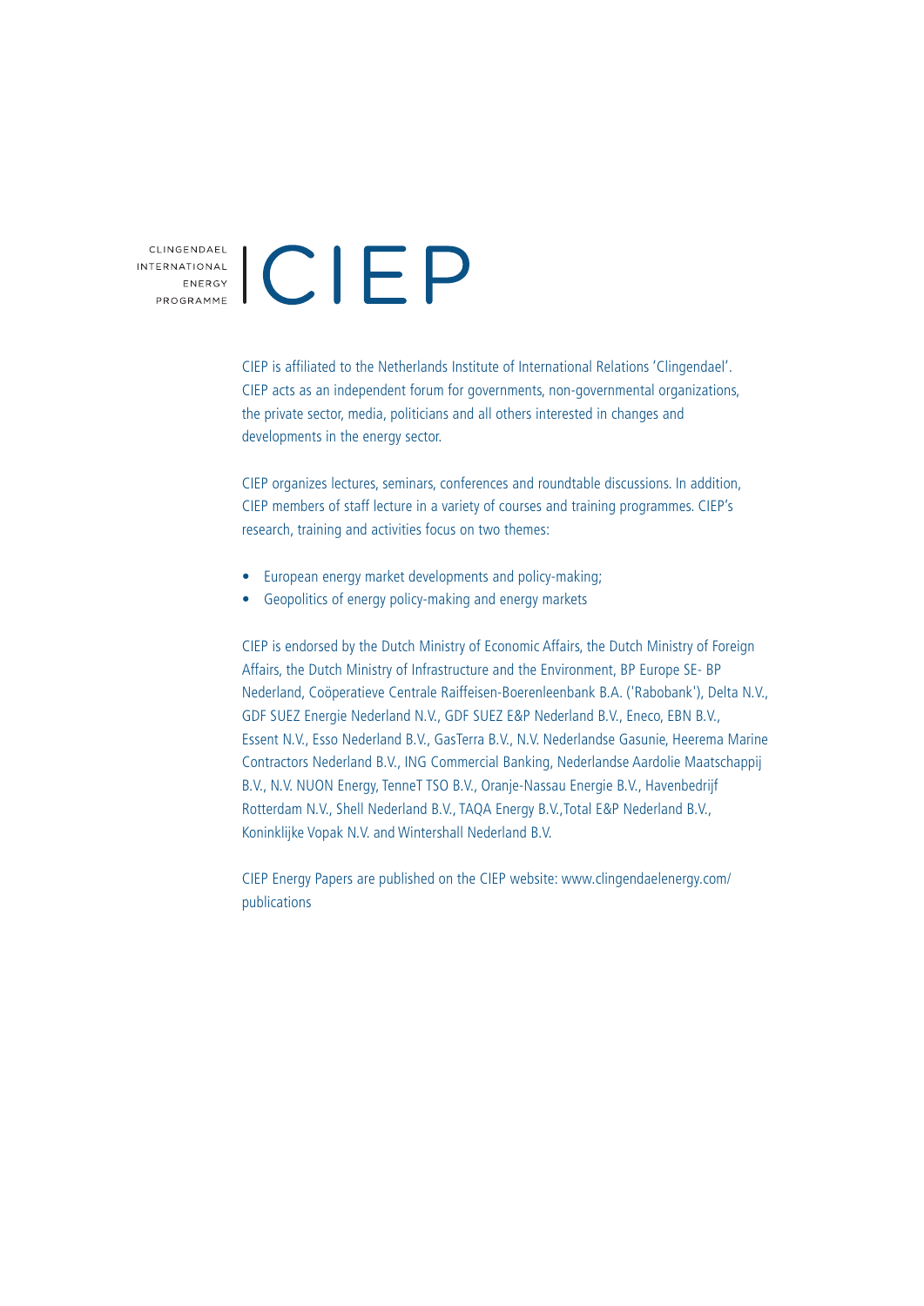CLINGENDAEL INTERNATIONAL ENERGY PROGRAMME | CIEP

CIEP is affiliated to the Netherlands Institute of International Relations 'Clingendael'. CIEP acts as an independent forum for governments, non-governmental organizations, the private sector, media, politicians and all others interested in changes and developments in the energy sector.

CIEP organizes lectures, seminars, conferences and roundtable discussions. In addition, CIEP members of staff lecture in a variety of courses and training programmes. CIEP's research, training and activities focus on two themes:

- European energy market developments and policy-making;
- Geopolitics of energy policy-making and energy markets

CIEP is endorsed by the Dutch Ministry of Economic Affairs, the Dutch Ministry of Foreign Affairs, the Dutch Ministry of Infrastructure and the Environment, BP Europe SE- BP Nederland, Coöperatieve Centrale Raiffeisen-Boerenleenbank B.A. ('Rabobank'), Delta N.V., GDF SUEZ Energie Nederland N.V., GDF SUEZ E&P Nederland B.V., Eneco, EBN B.V., Essent N.V., Esso Nederland B.V., GasTerra B.V., N.V. Nederlandse Gasunie, Heerema Marine Contractors Nederland B.V., ING Commercial Banking, Nederlandse Aardolie Maatschappij B.V., N.V. NUON Energy, TenneT TSO B.V., Oranje-Nassau Energie B.V., Havenbedrijf Rotterdam N.V., Shell Nederland B.V., TAQA Energy B.V.,Total E&P Nederland B.V., Koninklijke Vopak N.V. and Wintershall Nederland B.V.

CIEP Energy Papers are published on the CIEP website: www.clingendaelenergy.com/publications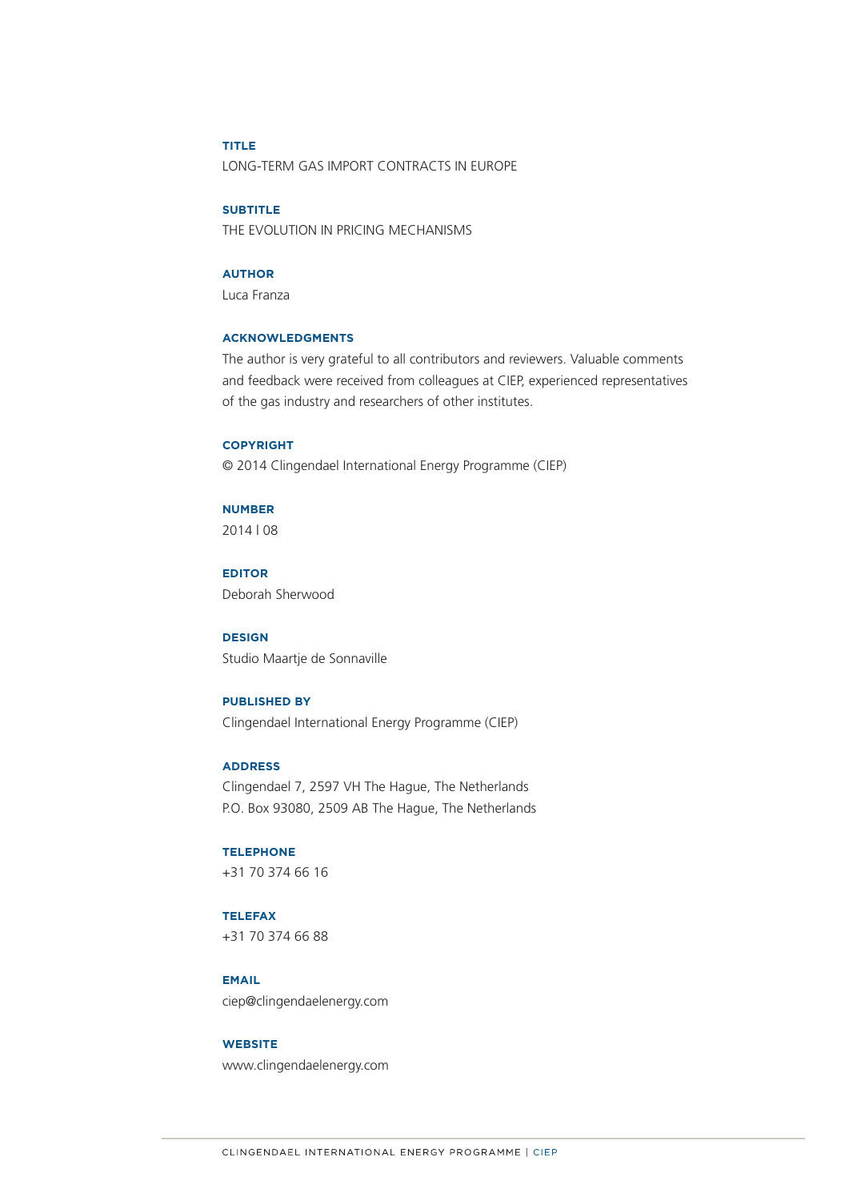**TITLE**

LONG-TERM GAS IMPORT CONTRACTS IN EUROPE

**SUBTITLE**

THE EVOLUTION IN PRICING MECHANISMS

**AUTHOR**

Luca Franza

**ACKNOWLEDGMENTS**

The author is very grateful to all contributors and reviewers. Valuable comments and feedback were received from colleagues at CIEP, experienced representatives of the gas industry and researchers of other institutes.

**COPYRIGHT**

© 2014 Clingendael International Energy Programme (CIEP)

**NUMBER**

2014 | 08

**EDITOR**

Deborah Sherwood

**DESIGN**

Studio Maartje de Sonnaville

**PUBLISHED BY**

Clingendael International Energy Programme (CIEP)

**ADDRESS**

Clingendael 7, 2597 VH The Hague, The Netherlands
P.O. Box 93080, 2509 AB The Hague, The Netherlands

**TELEPHONE**

+31 70 374 66 16

**TELEFAX**

+31 70 374 66 88

**EMAIL**

ciep@clingendaelenergy.com

**WEBSITE**

www.clingendaelenergy.com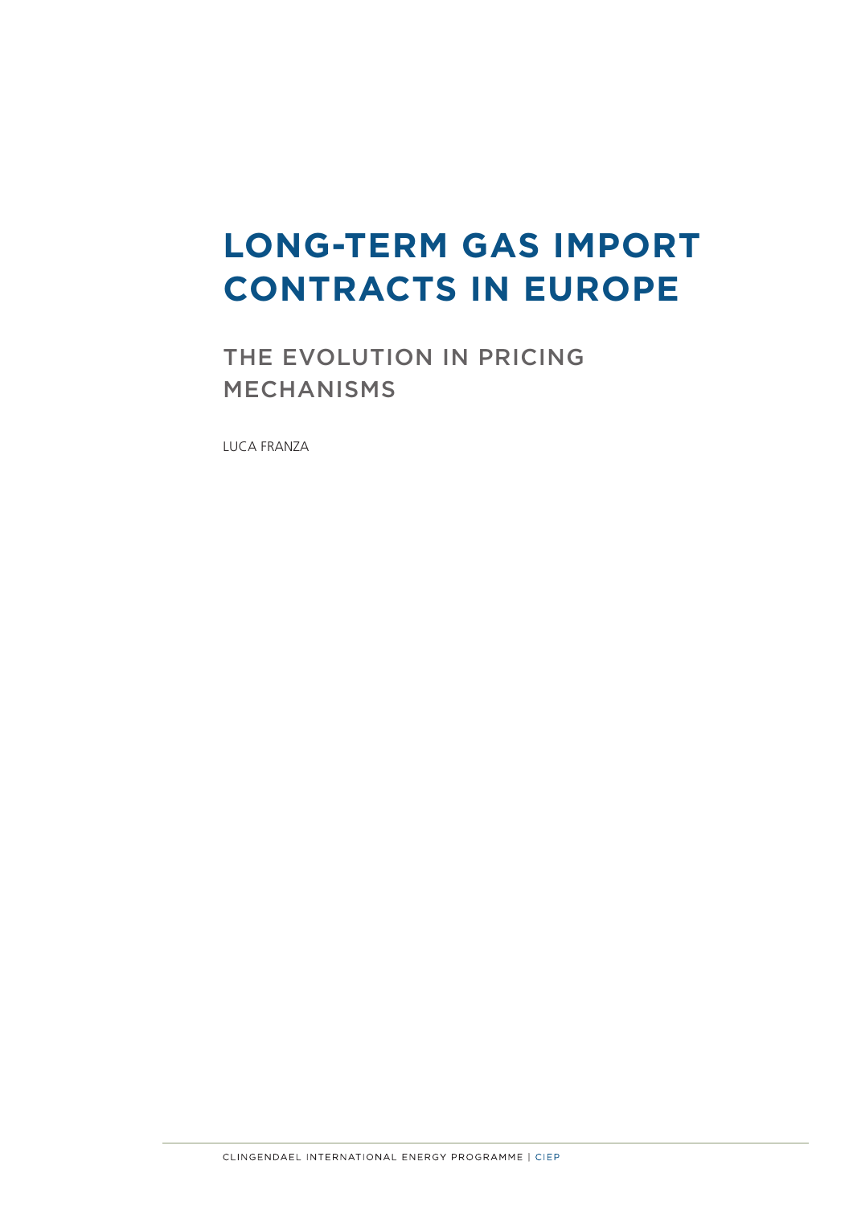# LONG-TERM GAS IMPORT CONTRACTS IN EUROPE

## THE EVOLUTION IN PRICING MECHANISMS

LUCA FRANZA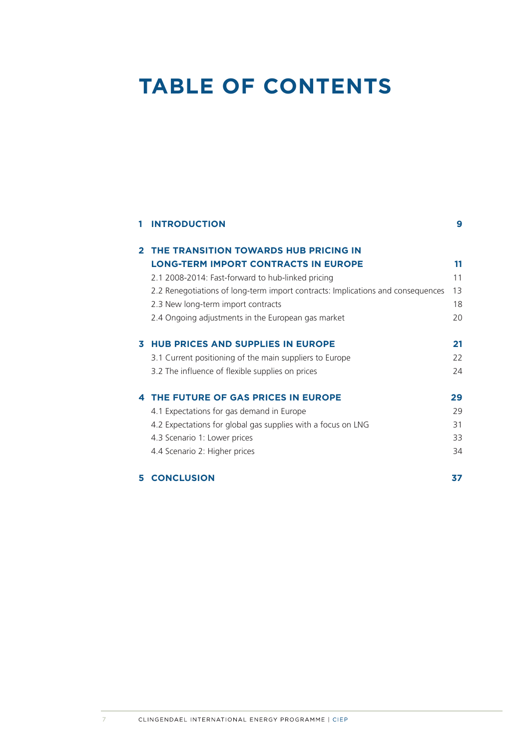# TABLE OF CONTENTS

**1 INTRODUCTION** **9**

**2 THE TRANSITION TOWARDS HUB PRICING IN LONG-TERM IMPORT CONTRACTS IN EUROPE** **11**

2.1 2008-2014: Fast-forward to hub-linked pricing 11

2.2 Renegotiations of long-term import contracts: Implications and consequences 13

2.3 New long-term import contracts 18

2.4 Ongoing adjustments in the European gas market 20

**3 HUB PRICES AND SUPPLIES IN EUROPE** **21**

3.1 Current positioning of the main suppliers to Europe 22

3.2 The influence of flexible supplies on prices 24

**4 THE FUTURE OF GAS PRICES IN EUROPE** **29**

4.1 Expectations for gas demand in Europe 29

4.2 Expectations for global gas supplies with a focus on LNG 31

4.3 Scenario 1: Lower prices 33

4.4 Scenario 2: Higher prices 34

**5 CONCLUSION** **37**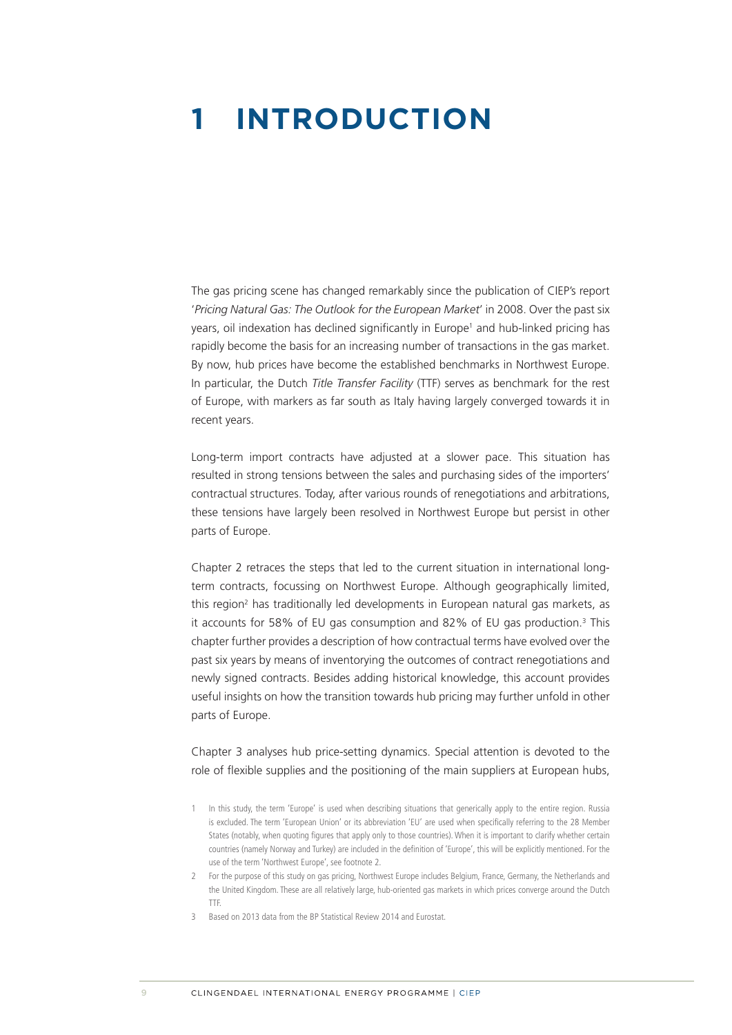# 1 INTRODUCTION

The gas pricing scene has changed remarkably since the publication of CIEP's report '*Pricing Natural Gas: The Outlook for the European Market*' in 2008. Over the past six years, oil indexation has declined significantly in Europe[1] and hub-linked pricing has rapidly become the basis for an increasing number of transactions in the gas market. By now, hub prices have become the established benchmarks in Northwest Europe. In particular, the Dutch *Title Transfer Facility* (TTF) serves as benchmark for the rest of Europe, with markers as far south as Italy having largely converged towards it in recent years.

Long-term import contracts have adjusted at a slower pace. This situation has resulted in strong tensions between the sales and purchasing sides of the importers' contractual structures. Today, after various rounds of renegotiations and arbitrations, these tensions have largely been resolved in Northwest Europe but persist in other parts of Europe.

Chapter 2 retraces the steps that led to the current situation in international long-term contracts, focussing on Northwest Europe. Although geographically limited, this region[2] has traditionally led developments in European natural gas markets, as it accounts for 58% of EU gas consumption and 82% of EU gas production.[3] This chapter further provides a description of how contractual terms have evolved over the past six years by means of inventorying the outcomes of contract renegotiations and newly signed contracts. Besides adding historical knowledge, this account provides useful insights on how the transition towards hub pricing may further unfold in other parts of Europe.

Chapter 3 analyses hub price-setting dynamics. Special attention is devoted to the role of flexible supplies and the positioning of the main suppliers at European hubs,

1 In this study, the term 'Europe' is used when describing situations that generically apply to the entire region. Russia is excluded. The term 'European Union' or its abbreviation 'EU' are used when specifically referring to the 28 Member States (notably, when quoting figures that apply only to those countries). When it is important to clarify whether certain countries (namely Norway and Turkey) are included in the definition of 'Europe', this will be explicitly mentioned. For the use of the term 'Northwest Europe', see footnote 2.

2 For the purpose of this study on gas pricing, Northwest Europe includes Belgium, France, Germany, the Netherlands and the United Kingdom. These are all relatively large, hub-oriented gas markets in which prices converge around the Dutch TTF.

3 Based on 2013 data from the BP Statistical Review 2014 and Eurostat.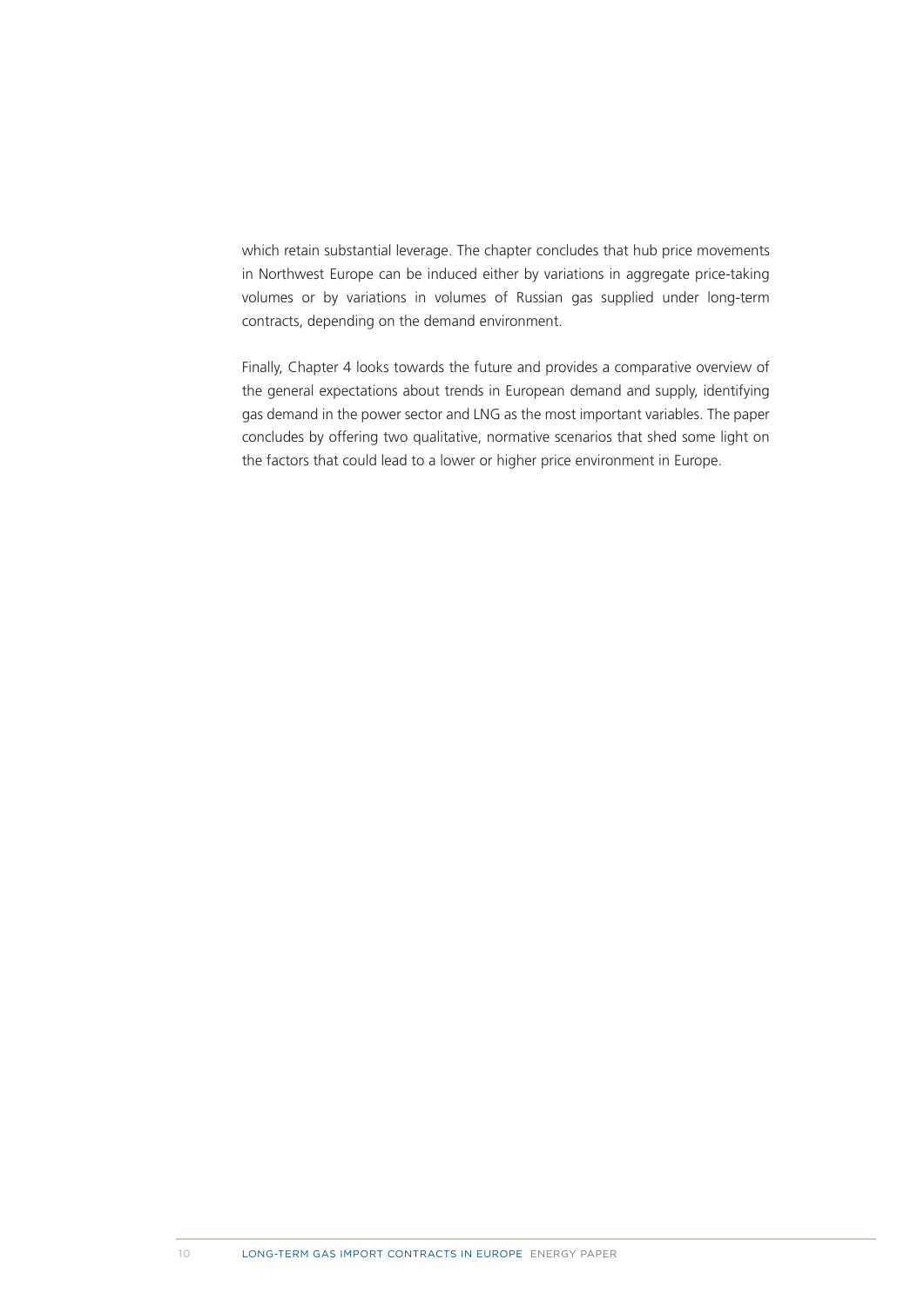which retain substantial leverage. The chapter concludes that hub price movements in Northwest Europe can be induced either by variations in aggregate price-taking volumes or by variations in volumes of Russian gas supplied under long-term contracts, depending on the demand environment.

Finally, Chapter 4 looks towards the future and provides a comparative overview of the general expectations about trends in European demand and supply, identifying gas demand in the power sector and LNG as the most important variables. The paper concludes by offering two qualitative, normative scenarios that shed some light on the factors that could lead to a lower or higher price environment in Europe.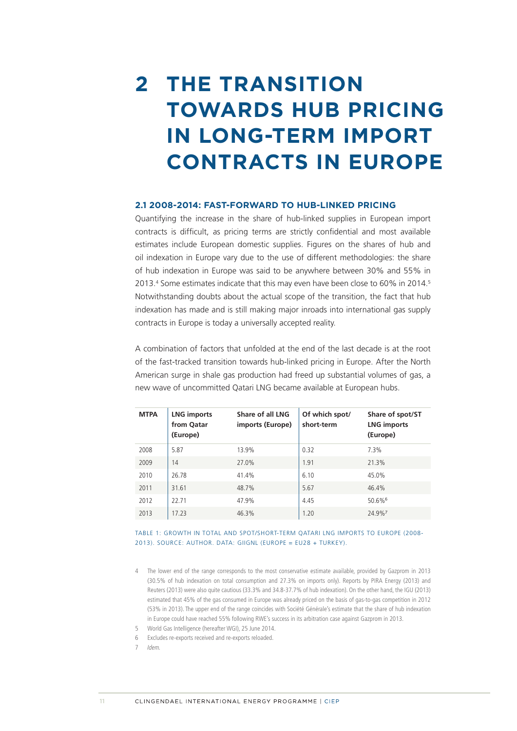# 2 THE TRANSITION TOWARDS HUB PRICING IN LONG-TERM IMPORT CONTRACTS IN EUROPE

### 2.1 2008-2014: FAST-FORWARD TO HUB-LINKED PRICING

Quantifying the increase in the share of hub-linked supplies in European import contracts is difficult, as pricing terms are strictly confidential and most available estimates include European domestic supplies. Figures on the shares of hub and oil indexation in Europe vary due to the use of different methodologies: the share of hub indexation in Europe was said to be anywhere between 30% and 55% in 2013.[4] Some estimates indicate that this may even have been close to 60% in 2014.[5] Notwithstanding doubts about the actual scope of the transition, the fact that hub indexation has made and is still making major inroads into international gas supply contracts in Europe is today a universally accepted reality.

A combination of factors that unfolded at the end of the last decade is at the root of the fast-tracked transition towards hub-linked pricing in Europe. After the North American surge in shale gas production had freed up substantial volumes of gas, a new wave of uncommitted Qatari LNG became available at European hubs.

| MTPA | LNG imports from Qatar (Europe) | Share of all LNG imports (Europe) | Of which spot/ short-term | Share of spot/ST LNG imports (Europe) |
|---|---|---|---|---|
| 2008 | 5.87 | 13.9% | 0.32 | 7.3% |
| 2009 | 14 | 27.0% | 1.91 | 21.3% |
| 2010 | 26.78 | 41.4% | 6.10 | 45.0% |
| 2011 | 31.61 | 48.7% | 5.67 | 46.4% |
| 2012 | 22.71 | 47.9% | 4.45 | 50.6%[6] |
| 2013 | 17.23 | 46.3% | 1.20 | 24.9%[7] |

TABLE 1: GROWTH IN TOTAL AND SPOT/SHORT-TERM QATARI LNG IMPORTS TO EUROPE (2008-2013). SOURCE: AUTHOR. DATA: GIIGNL (EUROPE = EU28 + TURKEY).

4 The lower end of the range corresponds to the most conservative estimate available, provided by Gazprom in 2013 (30.5% of hub indexation on total consumption and 27.3% on imports only). Reports by PIRA Energy (2013) and Reuters (2013) were also quite cautious (33.3% and 34.8-37.7% of hub indexation). On the other hand, the IGU (2013) estimated that 45% of the gas consumed in Europe was already priced on the basis of gas-to-gas competition in 2012 (53% in 2013). The upper end of the range coincides with Société Générale's estimate that the share of hub indexation in Europe could have reached 55% following RWE's success in its arbitration case against Gazprom in 2013.

5 World Gas Intelligence (hereafter WGI), 25 June 2014.

6 Excludes re-exports received and re-exports reloaded.

7 *Idem.*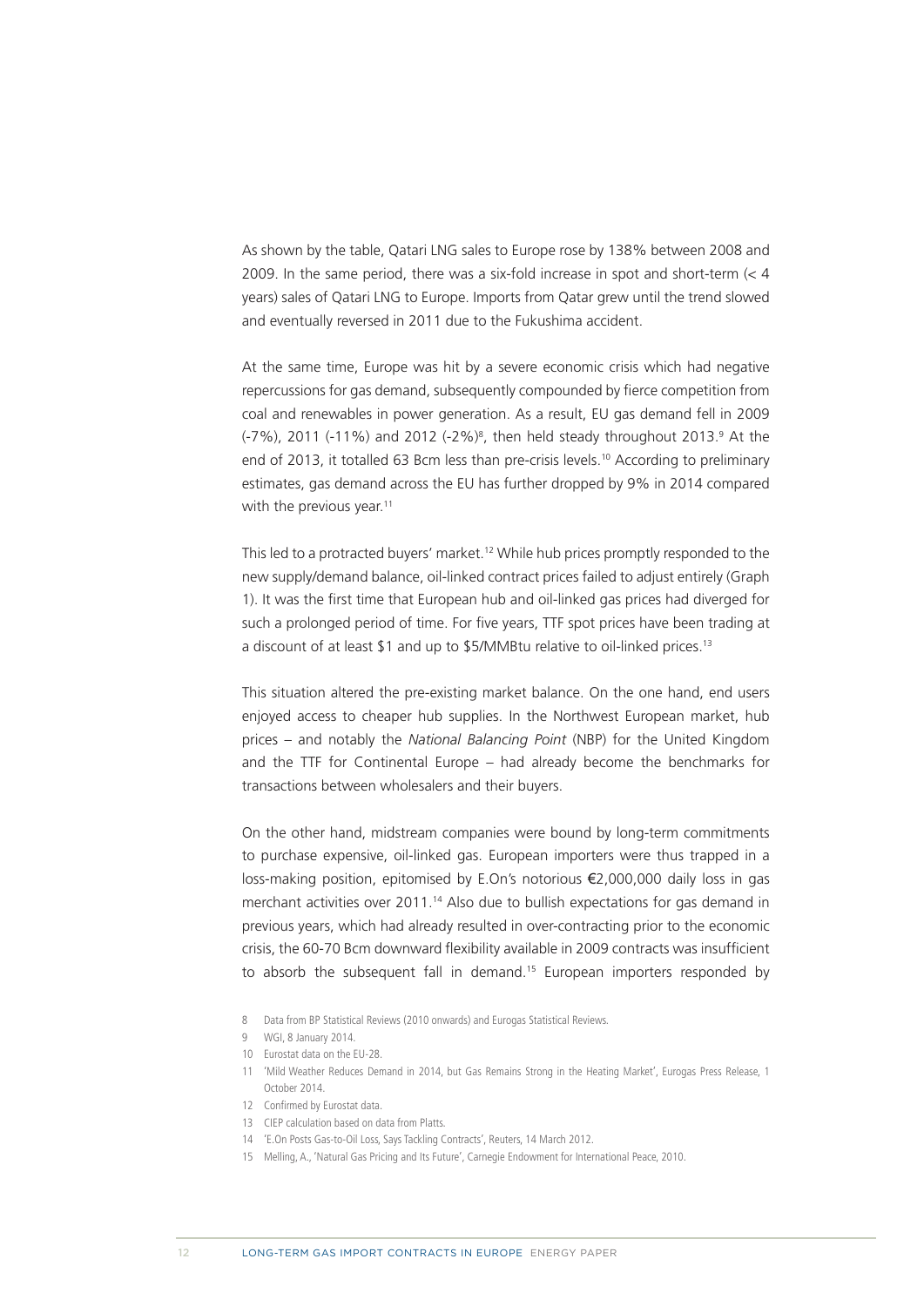As shown by the table, Qatari LNG sales to Europe rose by 138% between 2008 and 2009. In the same period, there was a six-fold increase in spot and short-term (< 4 years) sales of Qatari LNG to Europe. Imports from Qatar grew until the trend slowed and eventually reversed in 2011 due to the Fukushima accident.

At the same time, Europe was hit by a severe economic crisis which had negative repercussions for gas demand, subsequently compounded by fierce competition from coal and renewables in power generation. As a result, EU gas demand fell in 2009 (-7%), 2011 (-11%) and 2012 (-2%)[8], then held steady throughout 2013.[9] At the end of 2013, it totalled 63 Bcm less than pre-crisis levels.[10] According to preliminary estimates, gas demand across the EU has further dropped by 9% in 2014 compared with the previous year.[11]

This led to a protracted buyers' market.[12] While hub prices promptly responded to the new supply/demand balance, oil-linked contract prices failed to adjust entirely (Graph 1). It was the first time that European hub and oil-linked gas prices had diverged for such a prolonged period of time. For five years, TTF spot prices have been trading at a discount of at least \$1 and up to \$5/MMBtu relative to oil-linked prices.[13]

This situation altered the pre-existing market balance. On the one hand, end users enjoyed access to cheaper hub supplies. In the Northwest European market, hub prices – and notably the *National Balancing Point* (NBP) for the United Kingdom and the TTF for Continental Europe – had already become the benchmarks for transactions between wholesalers and their buyers.

On the other hand, midstream companies were bound by long-term commitments to purchase expensive, oil-linked gas. European importers were thus trapped in a loss-making position, epitomised by E.On's notorious €2,000,000 daily loss in gas merchant activities over 2011.[14] Also due to bullish expectations for gas demand in previous years, which had already resulted in over-contracting prior to the economic crisis, the 60-70 Bcm downward flexibility available in 2009 contracts was insufficient to absorb the subsequent fall in demand.[15] European importers responded by

8 Data from BP Statistical Reviews (2010 onwards) and Eurogas Statistical Reviews.

9 WGI, 8 January 2014.

10 Eurostat data on the EU-28.

11 'Mild Weather Reduces Demand in 2014, but Gas Remains Strong in the Heating Market', Eurogas Press Release, 1 October 2014.

12 Confirmed by Eurostat data.

13 CIEP calculation based on data from Platts.

14 'E.On Posts Gas-to-Oil Loss, Says Tackling Contracts', Reuters, 14 March 2012.

15 Melling, A., 'Natural Gas Pricing and Its Future', Carnegie Endowment for International Peace, 2010.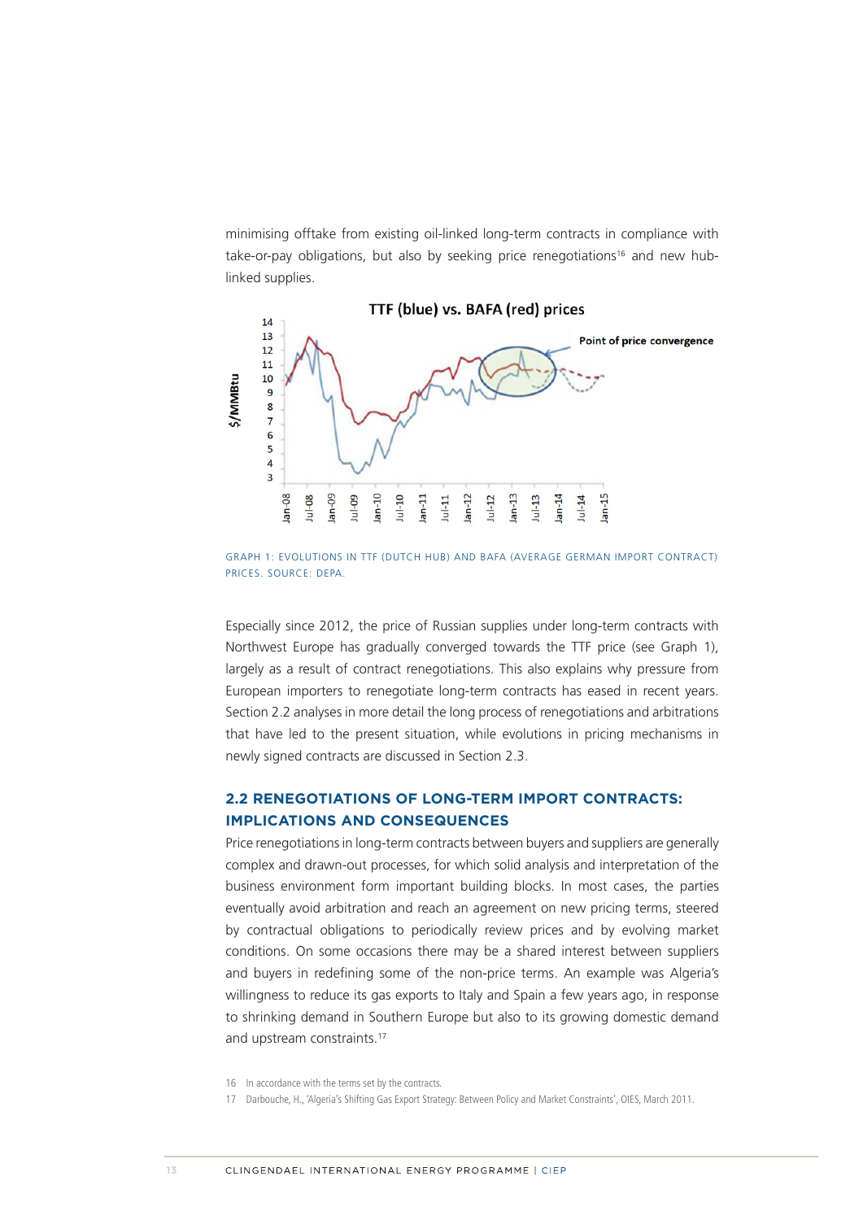minimising offtake from existing oil-linked long-term contracts in compliance with take-or-pay obligations, but also by seeking price renegotiations[16] and new hub-linked supplies.

GRAPH 1: EVOLUTIONS IN TTF (DUTCH HUB) AND BAFA (AVERAGE GERMAN IMPORT CONTRACT) PRICES. SOURCE: DEPA.

Especially since 2012, the price of Russian supplies under long-term contracts with Northwest Europe has gradually converged towards the TTF price (see Graph 1), largely as a result of contract renegotiations. This also explains why pressure from European importers to renegotiate long-term contracts has eased in recent years. Section 2.2 analyses in more detail the long process of renegotiations and arbitrations that have led to the present situation, while evolutions in pricing mechanisms in newly signed contracts are discussed in Section 2.3.

## 2.2 RENEGOTIATIONS OF LONG-TERM IMPORT CONTRACTS: IMPLICATIONS AND CONSEQUENCES

Price renegotiations in long-term contracts between buyers and suppliers are generally complex and drawn-out processes, for which solid analysis and interpretation of the business environment form important building blocks. In most cases, the parties eventually avoid arbitration and reach an agreement on new pricing terms, steered by contractual obligations to periodically review prices and by evolving market conditions. On some occasions there may be a shared interest between suppliers and buyers in redefining some of the non-price terms. An example was Algeria's willingness to reduce its gas exports to Italy and Spain a few years ago, in response to shrinking demand in Southern Europe but also to its growing domestic demand and upstream constraints.[17]

16 In accordance with the terms set by the contracts.

17 Darbouche, H., 'Algeria's Shifting Gas Export Strategy: Between Policy and Market Constraints', OIES, March 2011.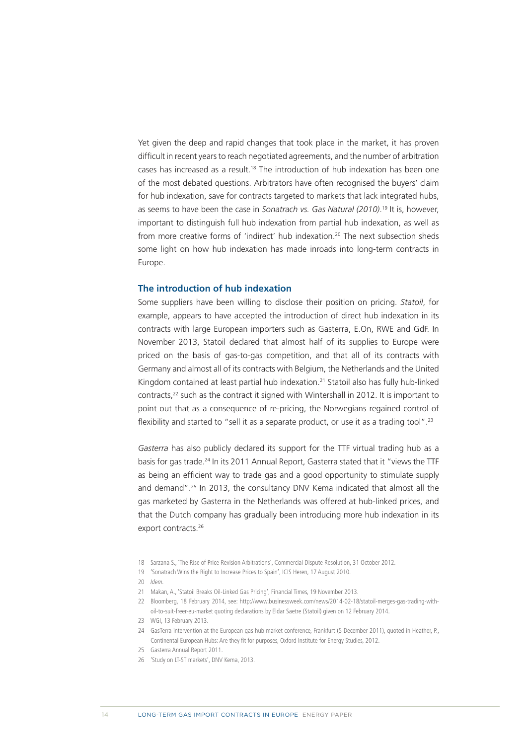Yet given the deep and rapid changes that took place in the market, it has proven difficult in recent years to reach negotiated agreements, and the number of arbitration cases has increased as a result.[18] The introduction of hub indexation has been one of the most debated questions. Arbitrators have often recognised the buyers' claim for hub indexation, save for contracts targeted to markets that lack integrated hubs, as seems to have been the case in *Sonatrach vs. Gas Natural (2010)*.[19] It is, however, important to distinguish full hub indexation from partial hub indexation, as well as from more creative forms of 'indirect' hub indexation.[20] The next subsection sheds some light on how hub indexation has made inroads into long-term contracts in Europe.

### The introduction of hub indexation

Some suppliers have been willing to disclose their position on pricing. *Statoil*, for example, appears to have accepted the introduction of direct hub indexation in its contracts with large European importers such as Gasterra, E.On, RWE and GdF. In November 2013, Statoil declared that almost half of its supplies to Europe were priced on the basis of gas-to-gas competition, and that all of its contracts with Germany and almost all of its contracts with Belgium, the Netherlands and the United Kingdom contained at least partial hub indexation.[21] Statoil also has fully hub-linked contracts,[22] such as the contract it signed with Wintershall in 2012. It is important to point out that as a consequence of re-pricing, the Norwegians regained control of flexibility and started to "sell it as a separate product, or use it as a trading tool".[23]

*Gasterra* has also publicly declared its support for the TTF virtual trading hub as a basis for gas trade.[24] In its 2011 Annual Report, Gasterra stated that it "views the TTF as being an efficient way to trade gas and a good opportunity to stimulate supply and demand".[25] In 2013, the consultancy DNV Kema indicated that almost all the gas marketed by Gasterra in the Netherlands was offered at hub-linked prices, and that the Dutch company has gradually been introducing more hub indexation in its export contracts.[26]

18 Sarzana S., 'The Rise of Price Revision Arbitrations', Commercial Dispute Resolution, 31 October 2012.

19 'Sonatrach Wins the Right to Increase Prices to Spain', ICIS Heren, 17 August 2010.

20 *Idem.*

21 Makan, A., 'Statoil Breaks Oil-Linked Gas Pricing', Financial Times, 19 November 2013.

22 Bloomberg, 18 February 2014, see: http://www.businessweek.com/news/2014-02-18/statoil-merges-gas-trading-with-oil-to-suit-freer-eu-market quoting declarations by Eldar Saetre (Statoil) given on 12 February 2014.

23 WGI, 13 February 2013.

24 GasTerra intervention at the European gas hub market conference, Frankfurt (5 December 2011), quoted in Heather, P., Continental European Hubs: Are they fit for purposes, Oxford Institute for Energy Studies, 2012.

25 Gasterra Annual Report 2011.

26 'Study on LT-ST markets', DNV Kema, 2013.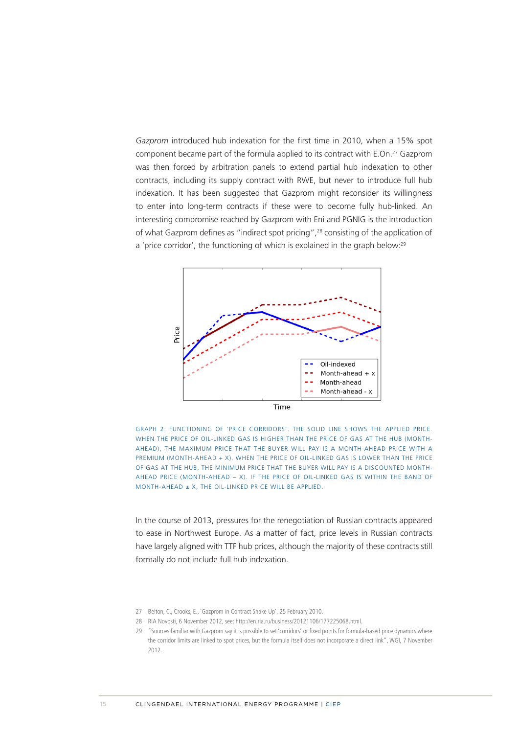*Gazprom* introduced hub indexation for the first time in 2010, when a 15% spot component became part of the formula applied to its contract with E.On.[27] Gazprom was then forced by arbitration panels to extend partial hub indexation to other contracts, including its supply contract with RWE, but never to introduce full hub indexation. It has been suggested that Gazprom might reconsider its willingness to enter into long-term contracts if these were to become fully hub-linked. An interesting compromise reached by Gazprom with Eni and PGNIG is the introduction of what Gazprom defines as "indirect spot pricing",[28] consisting of the application of a 'price corridor', the functioning of which is explained in the graph below:[29]

GRAPH 2: FUNCTIONING OF 'PRICE CORRIDORS'. THE SOLID LINE SHOWS THE APPLIED PRICE. WHEN THE PRICE OF OIL-LINKED GAS IS HIGHER THAN THE PRICE OF GAS AT THE HUB (MONTH-AHEAD), THE MAXIMUM PRICE THAT THE BUYER WILL PAY IS A MONTH-AHEAD PRICE WITH A PREMIUM (MONTH-AHEAD + X). WHEN THE PRICE OF OIL-LINKED GAS IS LOWER THAN THE PRICE OF GAS AT THE HUB, THE MINIMUM PRICE THAT THE BUYER WILL PAY IS A DISCOUNTED MONTH-AHEAD PRICE (MONTH-AHEAD – X). IF THE PRICE OF OIL-LINKED GAS IS WITHIN THE BAND OF MONTH-AHEAD ± X, THE OIL-LINKED PRICE WILL BE APPLIED.

In the course of 2013, pressures for the renegotiation of Russian contracts appeared to ease in Northwest Europe. As a matter of fact, price levels in Russian contracts have largely aligned with TTF hub prices, although the majority of these contracts still formally do not include full hub indexation.

27 Belton, C., Crooks, E., 'Gazprom in Contract Shake Up', 25 February 2010.

28 RIA Novosti, 6 November 2012, see: http://en.ria.ru/business/20121106/177225068.html.

29 "Sources familiar with Gazprom say it is possible to set 'corridors' or fixed points for formula-based price dynamics where the corridor limits are linked to spot prices, but the formula itself does not incorporate a direct link", WGI, 7 November 2012.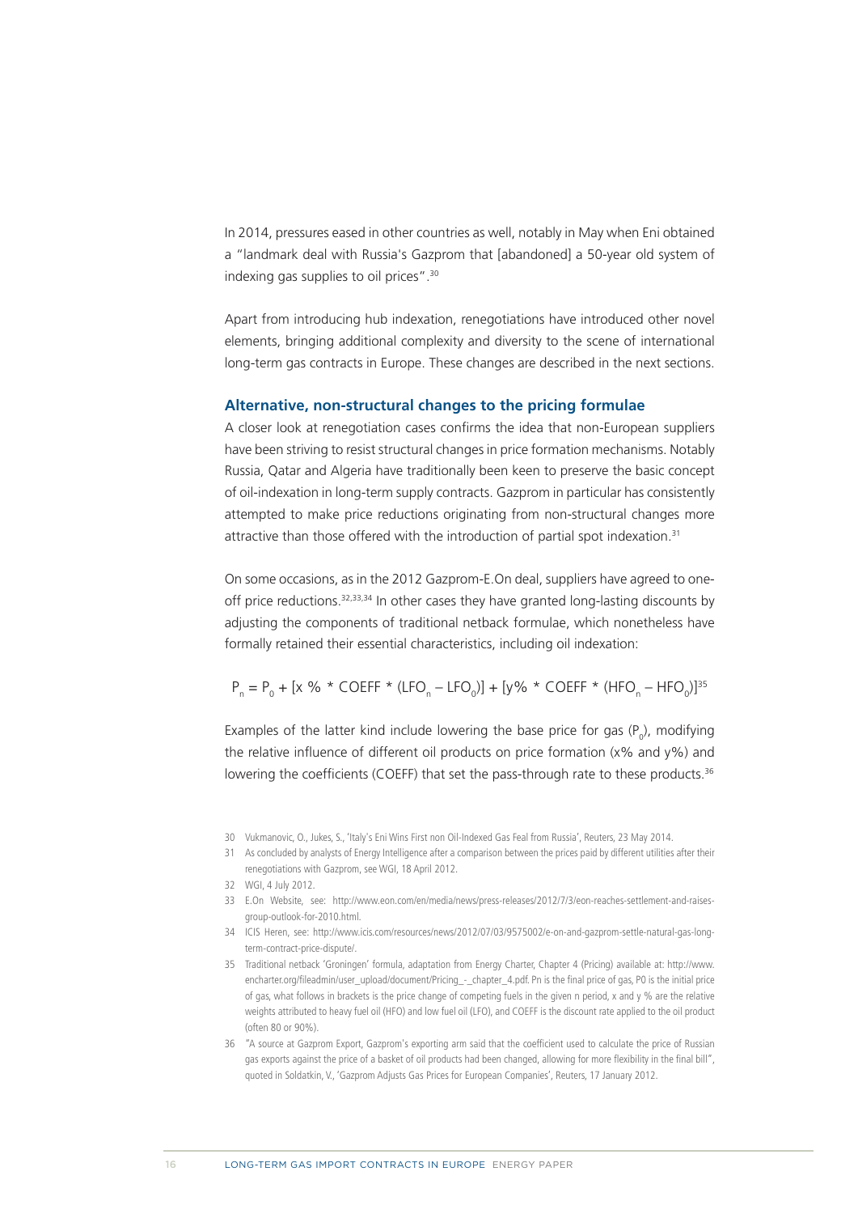In 2014, pressures eased in other countries as well, notably in May when Eni obtained a "landmark deal with Russia's Gazprom that [abandoned] a 50-year old system of indexing gas supplies to oil prices".[30]

Apart from introducing hub indexation, renegotiations have introduced other novel elements, bringing additional complexity and diversity to the scene of international long-term gas contracts in Europe. These changes are described in the next sections.

### Alternative, non-structural changes to the pricing formulae

A closer look at renegotiation cases confirms the idea that non-European suppliers have been striving to resist structural changes in price formation mechanisms. Notably Russia, Qatar and Algeria have traditionally been keen to preserve the basic concept of oil-indexation in long-term supply contracts. Gazprom in particular has consistently attempted to make price reductions originating from non-structural changes more attractive than those offered with the introduction of partial spot indexation.[31]

On some occasions, as in the 2012 Gazprom-E.On deal, suppliers have agreed to one-off price reductions.[32,33,34] In other cases they have granted long-lasting discounts by adjusting the components of traditional netback formulae, which nonetheless have formally retained their essential characteristics, including oil indexation:

$$P_n = P_0 + [x\% * COEFF * (LFO_n - LFO_0)] + [y\% * COEFF * (HFO_n - HFO_0)]$$ [35]

Examples of the latter kind include lowering the base price for gas ($P_0$), modifying the relative influence of different oil products on price formation (x% and y%) and lowering the coefficients (COEFF) that set the pass-through rate to these products.[36]

30 Vukmanovic, O., Jukes, S., 'Italy's Eni Wins First non Oil-Indexed Gas Feal from Russia', Reuters, 23 May 2014.

31 As concluded by analysts of Energy Intelligence after a comparison between the prices paid by different utilities after their renegotiations with Gazprom, see WGI, 18 April 2012.

32 WGI, 4 July 2012.

33 E.On Website, see: http://www.eon.com/en/media/news/press-releases/2012/7/3/eon-reaches-settlement-and-raises-group-outlook-for-2010.html.

34 ICIS Heren, see: http://www.icis.com/resources/news/2012/07/03/9575002/e-on-and-gazprom-settle-natural-gas-long-term-contract-price-dispute/.

35 Traditional netback 'Groningen' formula, adaptation from Energy Charter, Chapter 4 (Pricing) available at: http://www.encharter.org/fileadmin/user_upload/document/Pricing_-_chapter_4.pdf. Pn is the final price of gas, P0 is the initial price of gas, what follows in brackets is the price change of competing fuels in the given n period, x and y % are the relative weights attributed to heavy fuel oil (HFO) and low fuel oil (LFO), and COEFF is the discount rate applied to the oil product (often 80 or 90%).

36 "A source at Gazprom Export, Gazprom's exporting arm said that the coefficient used to calculate the price of Russian gas exports against the price of a basket of oil products had been changed, allowing for more flexibility in the final bill", quoted in Soldatkin, V., 'Gazprom Adjusts Gas Prices for European Companies', Reuters, 17 January 2012.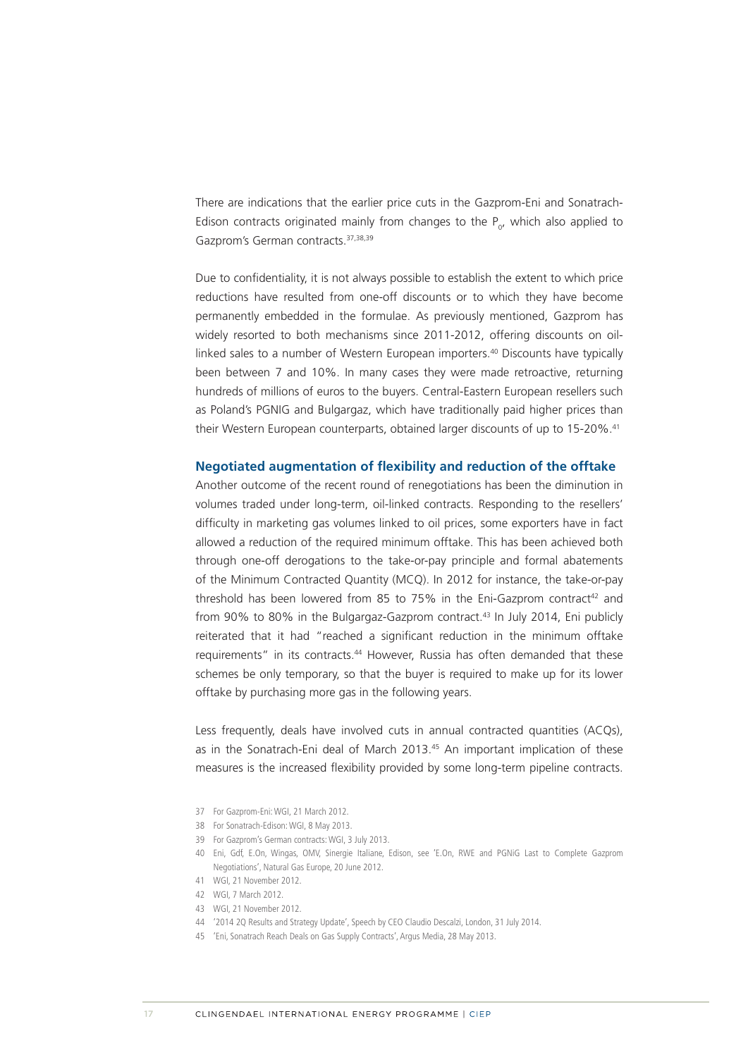There are indications that the earlier price cuts in the Gazprom-Eni and Sonatrach-Edison contracts originated mainly from changes to the $P_0$, which also applied to Gazprom's German contracts.[37,38,39]

Due to confidentiality, it is not always possible to establish the extent to which price reductions have resulted from one-off discounts or to which they have become permanently embedded in the formulae. As previously mentioned, Gazprom has widely resorted to both mechanisms since 2011-2012, offering discounts on oil-linked sales to a number of Western European importers.[40] Discounts have typically been between 7 and 10%. In many cases they were made retroactive, returning hundreds of millions of euros to the buyers. Central-Eastern European resellers such as Poland's PGNIG and Bulgargaz, which have traditionally paid higher prices than their Western European counterparts, obtained larger discounts of up to 15-20%.[41]

### Negotiated augmentation of flexibility and reduction of the offtake

Another outcome of the recent round of renegotiations has been the diminution in volumes traded under long-term, oil-linked contracts. Responding to the resellers' difficulty in marketing gas volumes linked to oil prices, some exporters have in fact allowed a reduction of the required minimum offtake. This has been achieved both through one-off derogations to the take-or-pay principle and formal abatements of the Minimum Contracted Quantity (MCQ). In 2012 for instance, the take-or-pay threshold has been lowered from 85 to 75% in the Eni-Gazprom contract[42] and from 90% to 80% in the Bulgargaz-Gazprom contract.[43] In July 2014, Eni publicly reiterated that it had "reached a significant reduction in the minimum offtake requirements" in its contracts.[44] However, Russia has often demanded that these schemes be only temporary, so that the buyer is required to make up for its lower offtake by purchasing more gas in the following years.

Less frequently, deals have involved cuts in annual contracted quantities (ACQs), as in the Sonatrach-Eni deal of March 2013.[45] An important implication of these measures is the increased flexibility provided by some long-term pipeline contracts.

37 For Gazprom-Eni: WGI, 21 March 2012.

38 For Sonatrach-Edison: WGI, 8 May 2013.

39 For Gazprom's German contracts: WGI, 3 July 2013.

40 Eni, Gdf, E.On, Wingas, OMV, Sinergie Italiane, Edison, see 'E.On, RWE and PGNiG Last to Complete Gazprom Negotiations', Natural Gas Europe, 20 June 2012.

41 WGI, 21 November 2012.

42 WGI, 7 March 2012.

43 WGI, 21 November 2012.

44 '2014 2Q Results and Strategy Update', Speech by CEO Claudio Descalzi, London, 31 July 2014.

45 'Eni, Sonatrach Reach Deals on Gas Supply Contracts', Argus Media, 28 May 2013.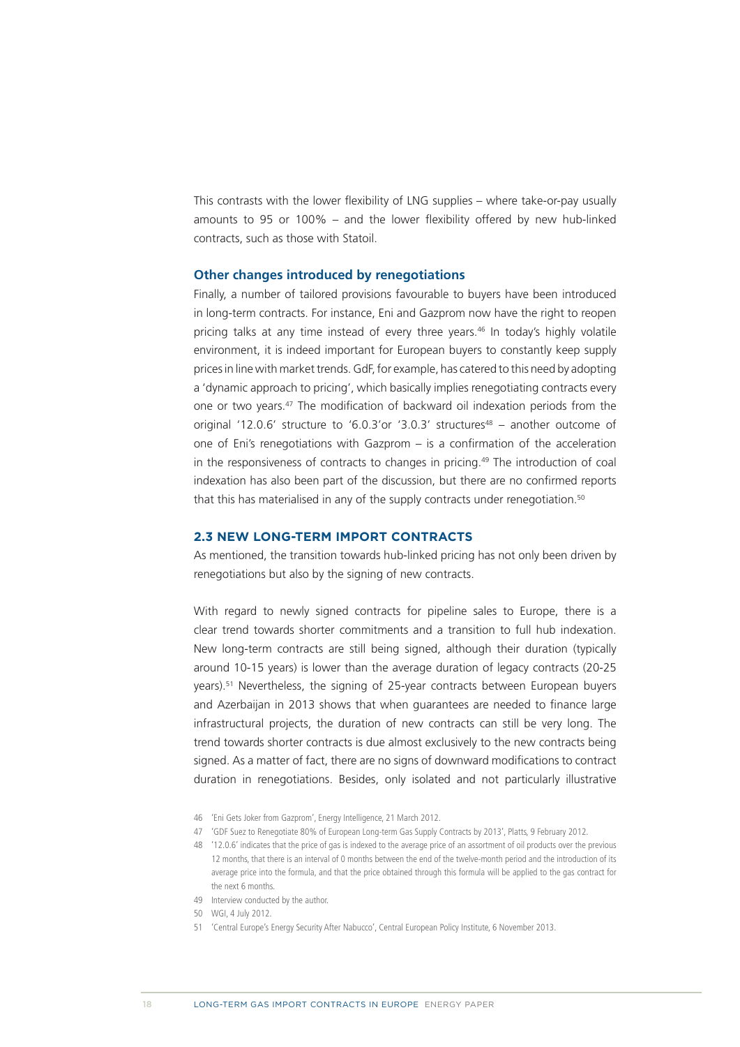This contrasts with the lower flexibility of LNG supplies – where take-or-pay usually amounts to 95 or 100% – and the lower flexibility offered by new hub-linked contracts, such as those with Statoil.

### Other changes introduced by renegotiations

Finally, a number of tailored provisions favourable to buyers have been introduced in long-term contracts. For instance, Eni and Gazprom now have the right to reopen pricing talks at any time instead of every three years.[46] In today's highly volatile environment, it is indeed important for European buyers to constantly keep supply prices in line with market trends. GdF, for example, has catered to this need by adopting a 'dynamic approach to pricing', which basically implies renegotiating contracts every one or two years.[47] The modification of backward oil indexation periods from the original '12.0.6' structure to '6.0.3'or '3.0.3' structures[48] – another outcome of one of Eni's renegotiations with Gazprom – is a confirmation of the acceleration in the responsiveness of contracts to changes in pricing.[49] The introduction of coal indexation has also been part of the discussion, but there are no confirmed reports that this has materialised in any of the supply contracts under renegotiation.[50]

## 2.3 NEW LONG-TERM IMPORT CONTRACTS

As mentioned, the transition towards hub-linked pricing has not only been driven by renegotiations but also by the signing of new contracts.

With regard to newly signed contracts for pipeline sales to Europe, there is a clear trend towards shorter commitments and a transition to full hub indexation. New long-term contracts are still being signed, although their duration (typically around 10-15 years) is lower than the average duration of legacy contracts (20-25 years).[51] Nevertheless, the signing of 25-year contracts between European buyers and Azerbaijan in 2013 shows that when guarantees are needed to finance large infrastructural projects, the duration of new contracts can still be very long. The trend towards shorter contracts is due almost exclusively to the new contracts being signed. As a matter of fact, there are no signs of downward modifications to contract duration in renegotiations. Besides, only isolated and not particularly illustrative

46 'Eni Gets Joker from Gazprom', Energy Intelligence, 21 March 2012.

47 'GDF Suez to Renegotiate 80% of European Long-term Gas Supply Contracts by 2013', Platts, 9 February 2012.

48 '12.0.6' indicates that the price of gas is indexed to the average price of an assortment of oil products over the previous 12 months, that there is an interval of 0 months between the end of the twelve-month period and the introduction of its average price into the formula, and that the price obtained through this formula will be applied to the gas contract for the next 6 months.

49 Interview conducted by the author.

50 WGI, 4 July 2012.

51 'Central Europe's Energy Security After Nabucco', Central European Policy Institute, 6 November 2013.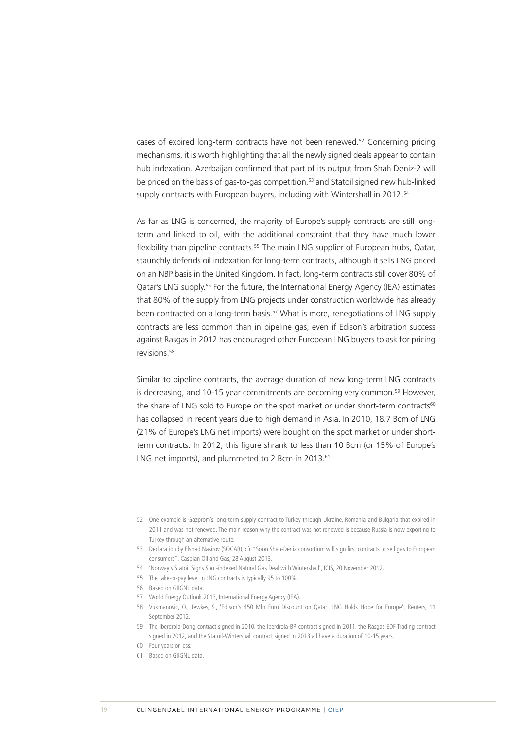cases of expired long-term contracts have not been renewed.[52] Concerning pricing mechanisms, it is worth highlighting that all the newly signed deals appear to contain hub indexation. Azerbaijan confirmed that part of its output from Shah Deniz-2 will be priced on the basis of gas-to-gas competition,[53] and Statoil signed new hub-linked supply contracts with European buyers, including with Wintershall in 2012.[54]

As far as LNG is concerned, the majority of Europe's supply contracts are still long-term and linked to oil, with the additional constraint that they have much lower flexibility than pipeline contracts.[55] The main LNG supplier of European hubs, Qatar, staunchly defends oil indexation for long-term contracts, although it sells LNG priced on an NBP basis in the United Kingdom. In fact, long-term contracts still cover 80% of Qatar's LNG supply.[56] For the future, the International Energy Agency (IEA) estimates that 80% of the supply from LNG projects under construction worldwide has already been contracted on a long-term basis.[57] What is more, renegotiations of LNG supply contracts are less common than in pipeline gas, even if Edison's arbitration success against Rasgas in 2012 has encouraged other European LNG buyers to ask for pricing revisions.[58]

Similar to pipeline contracts, the average duration of new long-term LNG contracts is decreasing, and 10-15 year commitments are becoming very common.[59] However, the share of LNG sold to Europe on the spot market or under short-term contracts[60] has collapsed in recent years due to high demand in Asia. In 2010, 18.7 Bcm of LNG (21% of Europe's LNG net imports) were bought on the spot market or under short-term contracts. In 2012, this figure shrank to less than 10 Bcm (or 15% of Europe's LNG net imports), and plummeted to 2 Bcm in 2013.[61]

52 One example is Gazprom's long-term supply contract to Turkey through Ukraine, Romania and Bulgaria that expired in 2011 and was not renewed. The main reason why the contract was not renewed is because Russia is now exporting to Turkey through an alternative route.

53 Declaration by Elshad Nasirov (SOCAR), cfr. "Soon Shah-Deniz consortium will sign first contracts to sell gas to European consumers", Caspian Oil and Gas, 28 August 2013.

54 'Norway's Statoil Signs Spot-indexed Natural Gas Deal with Wintershall', ICIS, 20 November 2012.

55 The take-or-pay level in LNG contracts is typically 95 to 100%.

56 Based on GIIGNL data.

57 World Energy Outlook 2013, International Energy Agency (IEA).

58 Vukmanovic, O., Jewkes, S., 'Edison's 450 Mln Euro Discount on Qatari LNG Holds Hope for Europe', Reuters, 11 September 2012.

59 The Iberdrola-Dong contract signed in 2010, the Iberdrola-BP contract signed in 2011, the Rasgas-EDF Trading contract signed in 2012, and the Statoil-Wintershall contract signed in 2013 all have a duration of 10-15 years.

60 Four years or less.

61 Based on GIIGNL data.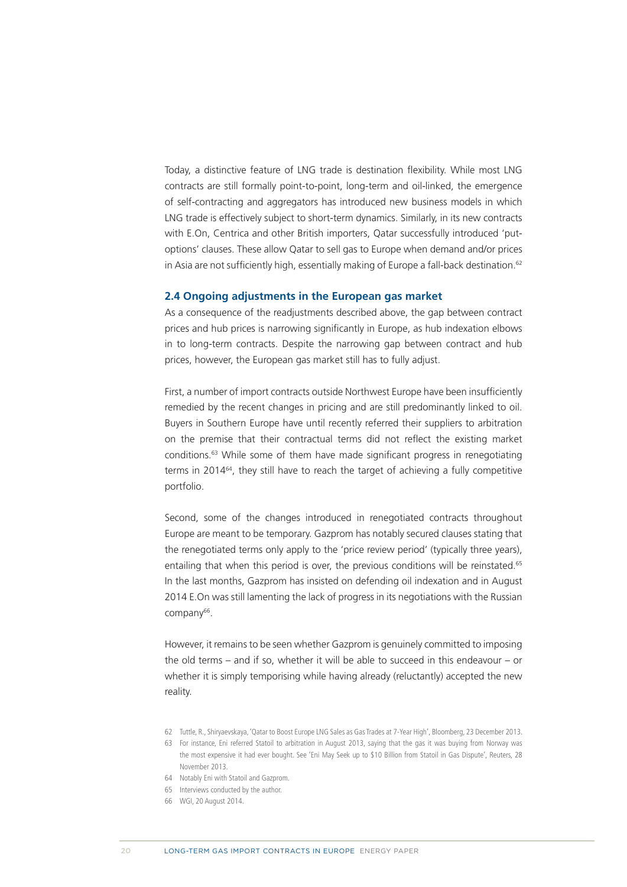Today, a distinctive feature of LNG trade is destination flexibility. While most LNG contracts are still formally point-to-point, long-term and oil-linked, the emergence of self-contracting and aggregators has introduced new business models in which LNG trade is effectively subject to short-term dynamics. Similarly, in its new contracts with E.On, Centrica and other British importers, Qatar successfully introduced 'put-options' clauses. These allow Qatar to sell gas to Europe when demand and/or prices in Asia are not sufficiently high, essentially making of Europe a fall-back destination.[62]

### 2.4 Ongoing adjustments in the European gas market

As a consequence of the readjustments described above, the gap between contract prices and hub prices is narrowing significantly in Europe, as hub indexation elbows in to long-term contracts. Despite the narrowing gap between contract and hub prices, however, the European gas market still has to fully adjust.

First, a number of import contracts outside Northwest Europe have been insufficiently remedied by the recent changes in pricing and are still predominantly linked to oil. Buyers in Southern Europe have until recently referred their suppliers to arbitration on the premise that their contractual terms did not reflect the existing market conditions.[63] While some of them have made significant progress in renegotiating terms in 2014[64], they still have to reach the target of achieving a fully competitive portfolio.

Second, some of the changes introduced in renegotiated contracts throughout Europe are meant to be temporary. Gazprom has notably secured clauses stating that the renegotiated terms only apply to the 'price review period' (typically three years), entailing that when this period is over, the previous conditions will be reinstated.[65] In the last months, Gazprom has insisted on defending oil indexation and in August 2014 E.On was still lamenting the lack of progress in its negotiations with the Russian company[66].

However, it remains to be seen whether Gazprom is genuinely committed to imposing the old terms – and if so, whether it will be able to succeed in this endeavour – or whether it is simply temporising while having already (reluctantly) accepted the new reality.

62 Tuttle, R., Shiryaevskaya, 'Qatar to Boost Europe LNG Sales as Gas Trades at 7-Year High', Bloomberg, 23 December 2013.

63 For instance, Eni referred Statoil to arbitration in August 2013, saying that the gas it was buying from Norway was the most expensive it had ever bought. See 'Eni May Seek up to $10 Billion from Statoil in Gas Dispute', Reuters, 28 November 2013.

64 Notably Eni with Statoil and Gazprom.

65 Interviews conducted by the author.

66 WGI, 20 August 2014.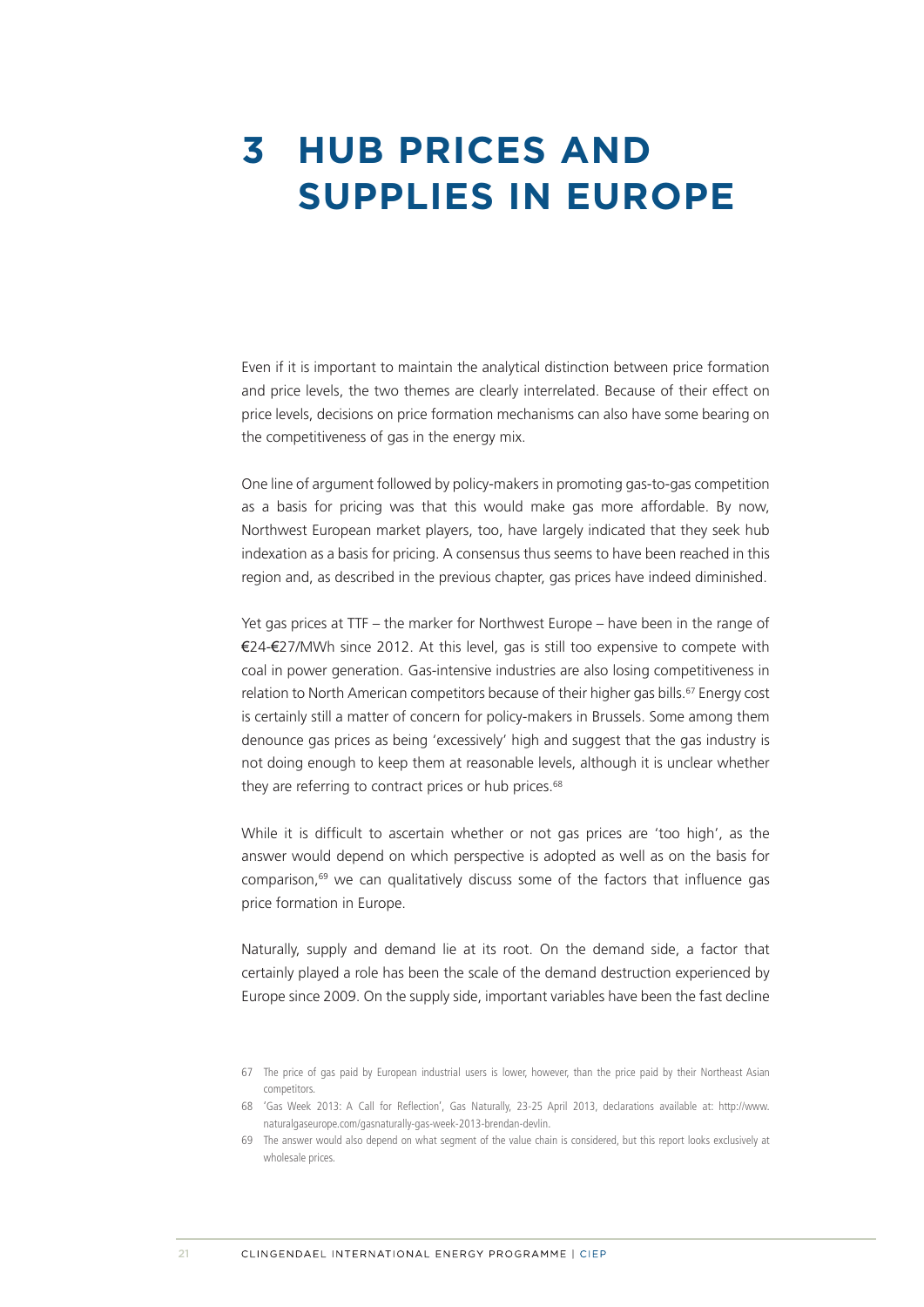# 3 HUB PRICES AND SUPPLIES IN EUROPE

Even if it is important to maintain the analytical distinction between price formation and price levels, the two themes are clearly interrelated. Because of their effect on price levels, decisions on price formation mechanisms can also have some bearing on the competitiveness of gas in the energy mix.

One line of argument followed by policy-makers in promoting gas-to-gas competition as a basis for pricing was that this would make gas more affordable. By now, Northwest European market players, too, have largely indicated that they seek hub indexation as a basis for pricing. A consensus thus seems to have been reached in this region and, as described in the previous chapter, gas prices have indeed diminished.

Yet gas prices at TTF – the marker for Northwest Europe – have been in the range of €24-€27/MWh since 2012. At this level, gas is still too expensive to compete with coal in power generation. Gas-intensive industries are also losing competitiveness in relation to North American competitors because of their higher gas bills.[67] Energy cost is certainly still a matter of concern for policy-makers in Brussels. Some among them denounce gas prices as being 'excessively' high and suggest that the gas industry is not doing enough to keep them at reasonable levels, although it is unclear whether they are referring to contract prices or hub prices.[68]

While it is difficult to ascertain whether or not gas prices are 'too high', as the answer would depend on which perspective is adopted as well as on the basis for comparison,[69] we can qualitatively discuss some of the factors that influence gas price formation in Europe.

Naturally, supply and demand lie at its root. On the demand side, a factor that certainly played a role has been the scale of the demand destruction experienced by Europe since 2009. On the supply side, important variables have been the fast decline

67 The price of gas paid by European industrial users is lower, however, than the price paid by their Northeast Asian competitors.

68 'Gas Week 2013: A Call for Reflection', Gas Naturally, 23-25 April 2013, declarations available at: http://www.naturalgaseurope.com/gasnaturally-gas-week-2013-brendan-devlin.

69 The answer would also depend on what segment of the value chain is considered, but this report looks exclusively at wholesale prices.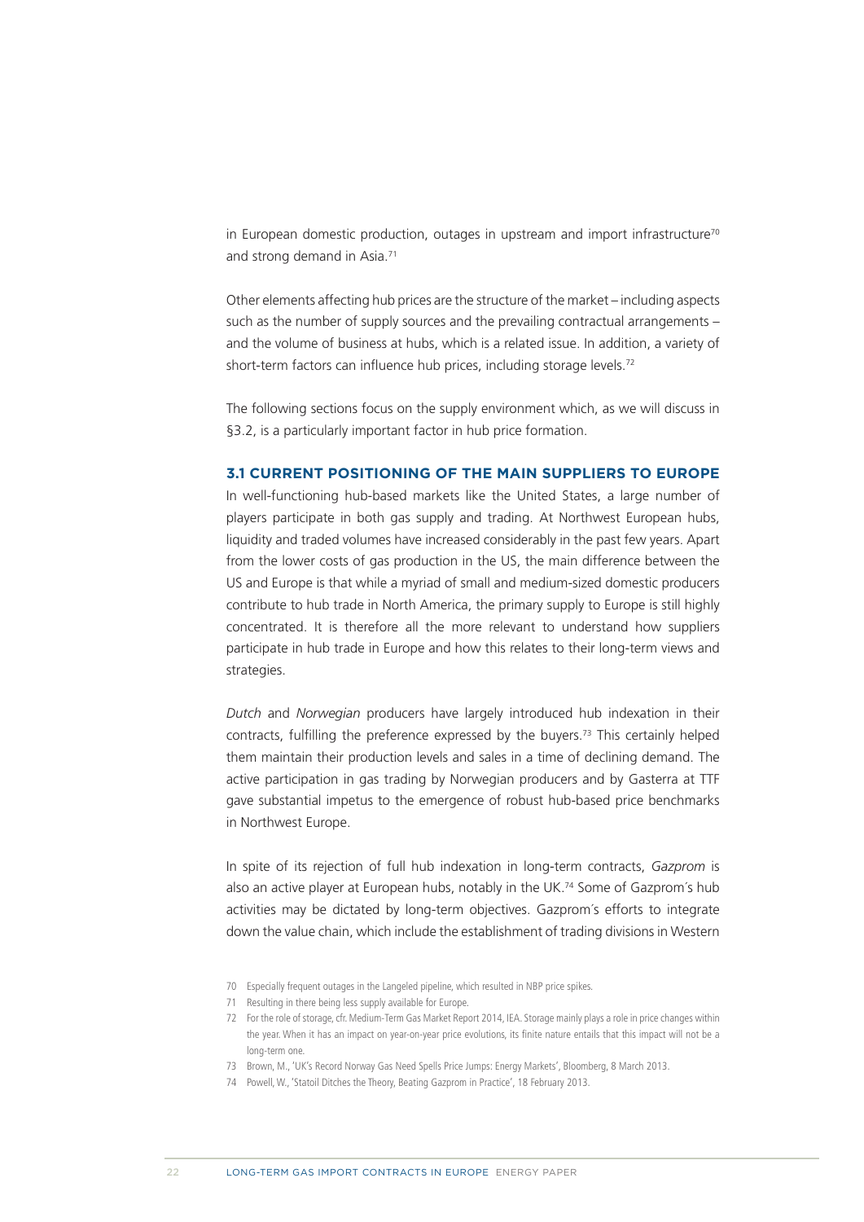in European domestic production, outages in upstream and import infrastructure[70] and strong demand in Asia.[71]

Other elements affecting hub prices are the structure of the market – including aspects such as the number of supply sources and the prevailing contractual arrangements – and the volume of business at hubs, which is a related issue. In addition, a variety of short-term factors can influence hub prices, including storage levels.[72]

The following sections focus on the supply environment which, as we will discuss in §3.2, is a particularly important factor in hub price formation.

### 3.1 CURRENT POSITIONING OF THE MAIN SUPPLIERS TO EUROPE

In well-functioning hub-based markets like the United States, a large number of players participate in both gas supply and trading. At Northwest European hubs, liquidity and traded volumes have increased considerably in the past few years. Apart from the lower costs of gas production in the US, the main difference between the US and Europe is that while a myriad of small and medium-sized domestic producers contribute to hub trade in North America, the primary supply to Europe is still highly concentrated. It is therefore all the more relevant to understand how suppliers participate in hub trade in Europe and how this relates to their long-term views and strategies.

*Dutch* and *Norwegian* producers have largely introduced hub indexation in their contracts, fulfilling the preference expressed by the buyers.[73] This certainly helped them maintain their production levels and sales in a time of declining demand. The active participation in gas trading by Norwegian producers and by Gasterra at TTF gave substantial impetus to the emergence of robust hub-based price benchmarks in Northwest Europe.

In spite of its rejection of full hub indexation in long-term contracts, *Gazprom* is also an active player at European hubs, notably in the UK.[74] Some of Gazprom´s hub activities may be dictated by long-term objectives. Gazprom´s efforts to integrate down the value chain, which include the establishment of trading divisions in Western

70 Especially frequent outages in the Langeled pipeline, which resulted in NBP price spikes.

71 Resulting in there being less supply available for Europe.

72 For the role of storage, cfr. Medium-Term Gas Market Report 2014, IEA. Storage mainly plays a role in price changes within the year. When it has an impact on year-on-year price evolutions, its finite nature entails that this impact will not be a long-term one.

73 Brown, M., 'UK's Record Norway Gas Need Spells Price Jumps: Energy Markets', Bloomberg, 8 March 2013.

74 Powell, W., 'Statoil Ditches the Theory, Beating Gazprom in Practice', 18 February 2013.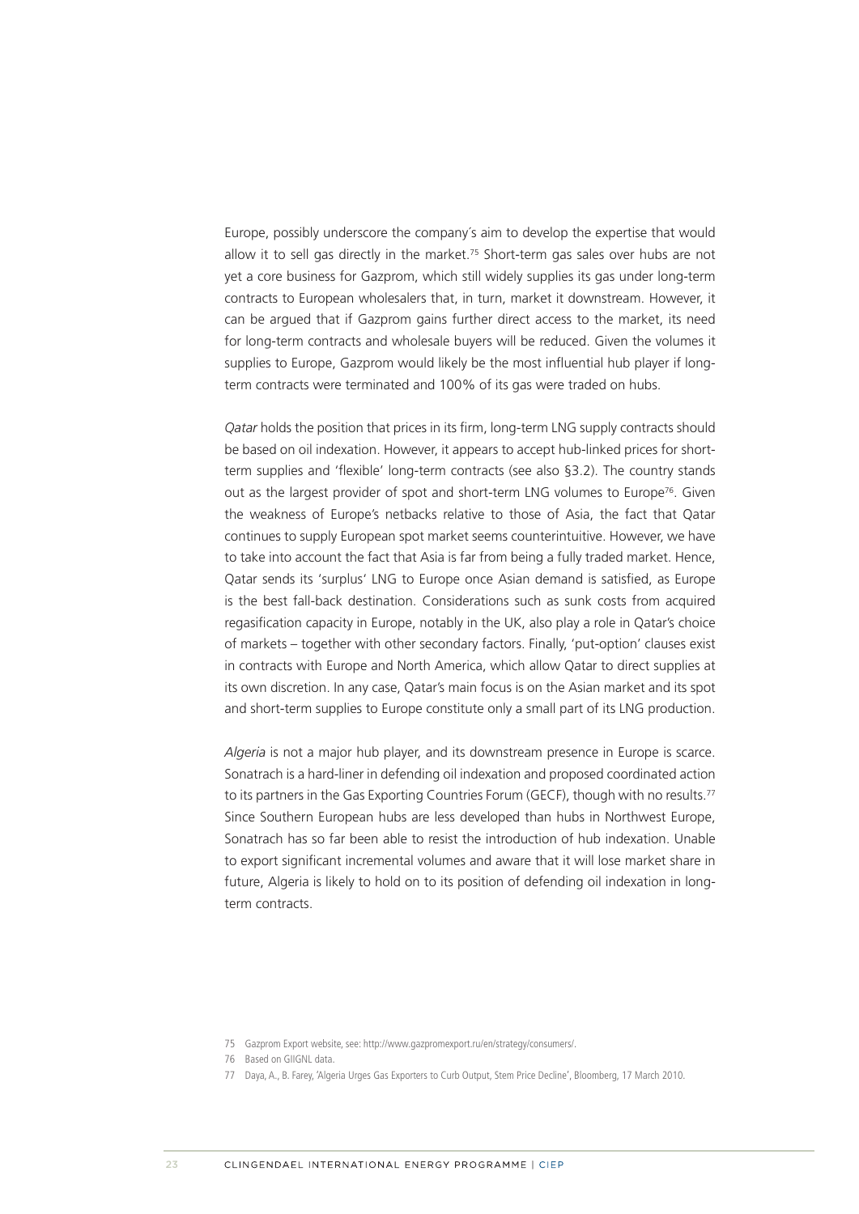Europe, possibly underscore the company´s aim to develop the expertise that would allow it to sell gas directly in the market.[75] Short-term gas sales over hubs are not yet a core business for Gazprom, which still widely supplies its gas under long-term contracts to European wholesalers that, in turn, market it downstream. However, it can be argued that if Gazprom gains further direct access to the market, its need for long-term contracts and wholesale buyers will be reduced. Given the volumes it supplies to Europe, Gazprom would likely be the most influential hub player if long-term contracts were terminated and 100% of its gas were traded on hubs.

*Qatar* holds the position that prices in its firm, long-term LNG supply contracts should be based on oil indexation. However, it appears to accept hub-linked prices for short-term supplies and 'flexible' long-term contracts (see also §3.2). The country stands out as the largest provider of spot and short-term LNG volumes to Europe[76]. Given the weakness of Europe's netbacks relative to those of Asia, the fact that Qatar continues to supply European spot market seems counterintuitive. However, we have to take into account the fact that Asia is far from being a fully traded market. Hence, Qatar sends its 'surplus' LNG to Europe once Asian demand is satisfied, as Europe is the best fall-back destination. Considerations such as sunk costs from acquired regasification capacity in Europe, notably in the UK, also play a role in Qatar's choice of markets – together with other secondary factors. Finally, 'put-option' clauses exist in contracts with Europe and North America, which allow Qatar to direct supplies at its own discretion. In any case, Qatar's main focus is on the Asian market and its spot and short-term supplies to Europe constitute only a small part of its LNG production.

*Algeria* is not a major hub player, and its downstream presence in Europe is scarce. Sonatrach is a hard-liner in defending oil indexation and proposed coordinated action to its partners in the Gas Exporting Countries Forum (GECF), though with no results.[77] Since Southern European hubs are less developed than hubs in Northwest Europe, Sonatrach has so far been able to resist the introduction of hub indexation. Unable to export significant incremental volumes and aware that it will lose market share in future, Algeria is likely to hold on to its position of defending oil indexation in long-term contracts.

75 Gazprom Export website, see: http://www.gazpromexport.ru/en/strategy/consumers/.

76 Based on GIIGNL data.

77 Daya, A., B. Farey, 'Algeria Urges Gas Exporters to Curb Output, Stem Price Decline', Bloomberg, 17 March 2010.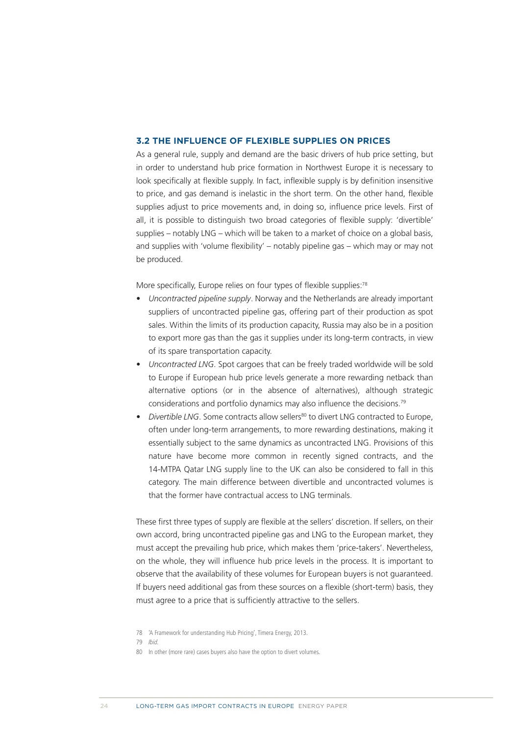## 3.2 THE INFLUENCE OF FLEXIBLE SUPPLIES ON PRICES

As a general rule, supply and demand are the basic drivers of hub price setting, but in order to understand hub price formation in Northwest Europe it is necessary to look specifically at flexible supply. In fact, inflexible supply is by definition insensitive to price, and gas demand is inelastic in the short term. On the other hand, flexible supplies adjust to price movements and, in doing so, influence price levels. First of all, it is possible to distinguish two broad categories of flexible supply: 'divertible' supplies – notably LNG – which will be taken to a market of choice on a global basis, and supplies with 'volume flexibility' – notably pipeline gas – which may or may not be produced.

More specifically, Europe relies on four types of flexible supplies:[78]

- *Uncontracted pipeline supply*. Norway and the Netherlands are already important suppliers of uncontracted pipeline gas, offering part of their production as spot sales. Within the limits of its production capacity, Russia may also be in a position to export more gas than the gas it supplies under its long-term contracts, in view of its spare transportation capacity.
- *Uncontracted LNG*. Spot cargoes that can be freely traded worldwide will be sold to Europe if European hub price levels generate a more rewarding netback than alternative options (or in the absence of alternatives), although strategic considerations and portfolio dynamics may also influence the decisions.[79]
- *Divertible LNG*. Some contracts allow sellers[80] to divert LNG contracted to Europe, often under long-term arrangements, to more rewarding destinations, making it essentially subject to the same dynamics as uncontracted LNG. Provisions of this nature have become more common in recently signed contracts, and the 14-MTPA Qatar LNG supply line to the UK can also be considered to fall in this category. The main difference between divertible and uncontracted volumes is that the former have contractual access to LNG terminals.

These first three types of supply are flexible at the sellers' discretion. If sellers, on their own accord, bring uncontracted pipeline gas and LNG to the European market, they must accept the prevailing hub price, which makes them 'price-takers'. Nevertheless, on the whole, they will influence hub price levels in the process. It is important to observe that the availability of these volumes for European buyers is not guaranteed. If buyers need additional gas from these sources on a flexible (short-term) basis, they must agree to a price that is sufficiently attractive to the sellers.

78 'A Framework for understanding Hub Pricing', Timera Energy, 2013.

79 *Ibid.*

80 In other (more rare) cases buyers also have the option to divert volumes.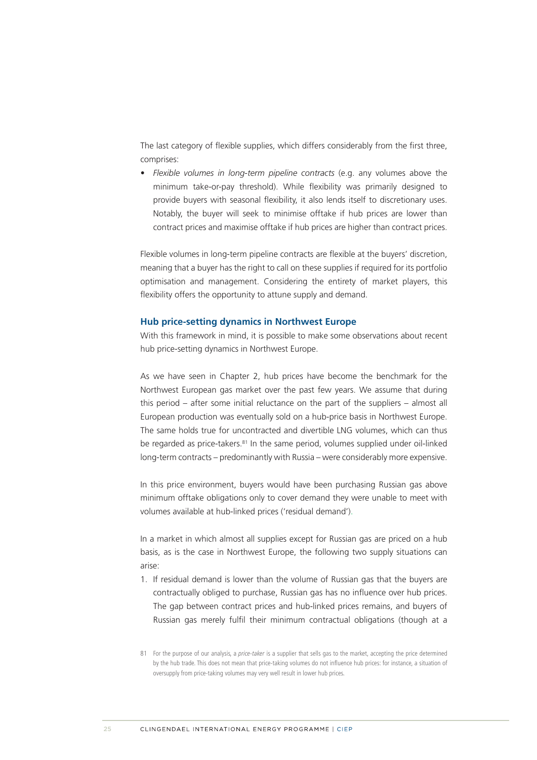The last category of flexible supplies, which differs considerably from the first three, comprises:

- *Flexible volumes in long-term pipeline contracts* (e.g. any volumes above the minimum take-or-pay threshold). While flexibility was primarily designed to provide buyers with seasonal flexibility, it also lends itself to discretionary uses. Notably, the buyer will seek to minimise offtake if hub prices are lower than contract prices and maximise offtake if hub prices are higher than contract prices.

Flexible volumes in long-term pipeline contracts are flexible at the buyers' discretion, meaning that a buyer has the right to call on these supplies if required for its portfolio optimisation and management. Considering the entirety of market players, this flexibility offers the opportunity to attune supply and demand.

### Hub price-setting dynamics in Northwest Europe

With this framework in mind, it is possible to make some observations about recent hub price-setting dynamics in Northwest Europe.

As we have seen in Chapter 2, hub prices have become the benchmark for the Northwest European gas market over the past few years. We assume that during this period – after some initial reluctance on the part of the suppliers – almost all European production was eventually sold on a hub-price basis in Northwest Europe. The same holds true for uncontracted and divertible LNG volumes, which can thus be regarded as price-takers.[81] In the same period, volumes supplied under oil-linked long-term contracts – predominantly with Russia – were considerably more expensive.

In this price environment, buyers would have been purchasing Russian gas above minimum offtake obligations only to cover demand they were unable to meet with volumes available at hub-linked prices ('residual demand').

In a market in which almost all supplies except for Russian gas are priced on a hub basis, as is the case in Northwest Europe, the following two supply situations can arise:

1. If residual demand is lower than the volume of Russian gas that the buyers are contractually obliged to purchase, Russian gas has no influence over hub prices. The gap between contract prices and hub-linked prices remains, and buyers of Russian gas merely fulfil their minimum contractual obligations (though at a

81 For the purpose of our analysis, a *price-taker* is a supplier that sells gas to the market, accepting the price determined by the hub trade. This does not mean that price-taking volumes do not influence hub prices: for instance, a situation of oversupply from price-taking volumes may very well result in lower hub prices.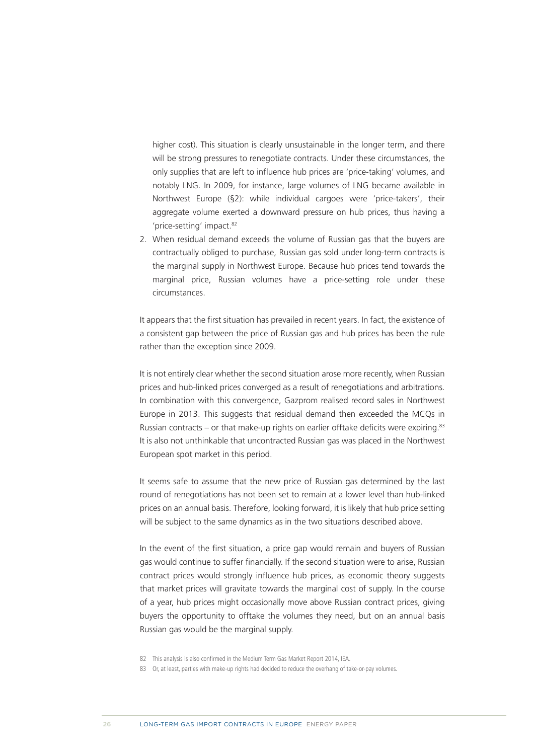higher cost). This situation is clearly unsustainable in the longer term, and there will be strong pressures to renegotiate contracts. Under these circumstances, the only supplies that are left to influence hub prices are 'price-taking' volumes, and notably LNG. In 2009, for instance, large volumes of LNG became available in Northwest Europe (§2): while individual cargoes were 'price-takers', their aggregate volume exerted a downward pressure on hub prices, thus having a 'price-setting' impact.[82]

2. When residual demand exceeds the volume of Russian gas that the buyers are contractually obliged to purchase, Russian gas sold under long-term contracts is the marginal supply in Northwest Europe. Because hub prices tend towards the marginal price, Russian volumes have a price-setting role under these circumstances.

It appears that the first situation has prevailed in recent years. In fact, the existence of a consistent gap between the price of Russian gas and hub prices has been the rule rather than the exception since 2009.

It is not entirely clear whether the second situation arose more recently, when Russian prices and hub-linked prices converged as a result of renegotiations and arbitrations. In combination with this convergence, Gazprom realised record sales in Northwest Europe in 2013. This suggests that residual demand then exceeded the MCQs in Russian contracts – or that make-up rights on earlier offtake deficits were expiring.[83] It is also not unthinkable that uncontracted Russian gas was placed in the Northwest European spot market in this period.

It seems safe to assume that the new price of Russian gas determined by the last round of renegotiations has not been set to remain at a lower level than hub-linked prices on an annual basis. Therefore, looking forward, it is likely that hub price setting will be subject to the same dynamics as in the two situations described above.

In the event of the first situation, a price gap would remain and buyers of Russian gas would continue to suffer financially. If the second situation were to arise, Russian contract prices would strongly influence hub prices, as economic theory suggests that market prices will gravitate towards the marginal cost of supply. In the course of a year, hub prices might occasionally move above Russian contract prices, giving buyers the opportunity to offtake the volumes they need, but on an annual basis Russian gas would be the marginal supply.

82 This analysis is also confirmed in the Medium Term Gas Market Report 2014, IEA.

83 Or, at least, parties with make-up rights had decided to reduce the overhang of take-or-pay volumes.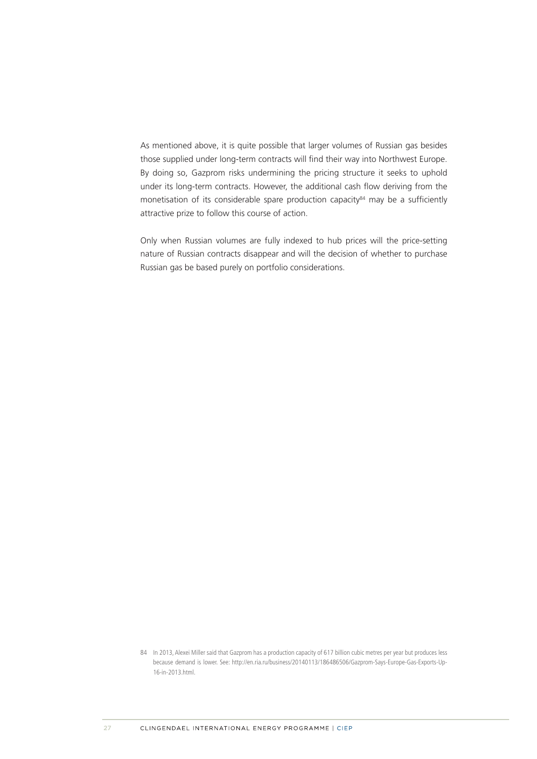As mentioned above, it is quite possible that larger volumes of Russian gas besides those supplied under long-term contracts will find their way into Northwest Europe. By doing so, Gazprom risks undermining the pricing structure it seeks to uphold under its long-term contracts. However, the additional cash flow deriving from the monetisation of its considerable spare production capacity[84] may be a sufficiently attractive prize to follow this course of action.

Only when Russian volumes are fully indexed to hub prices will the price-setting nature of Russian contracts disappear and will the decision of whether to purchase Russian gas be based purely on portfolio considerations.

84 In 2013, Alexei Miller said that Gazprom has a production capacity of 617 billion cubic metres per year but produces less because demand is lower. See: http://en.ria.ru/business/20140113/186486506/Gazprom-Says-Europe-Gas-Exports-Up-16-in-2013.html.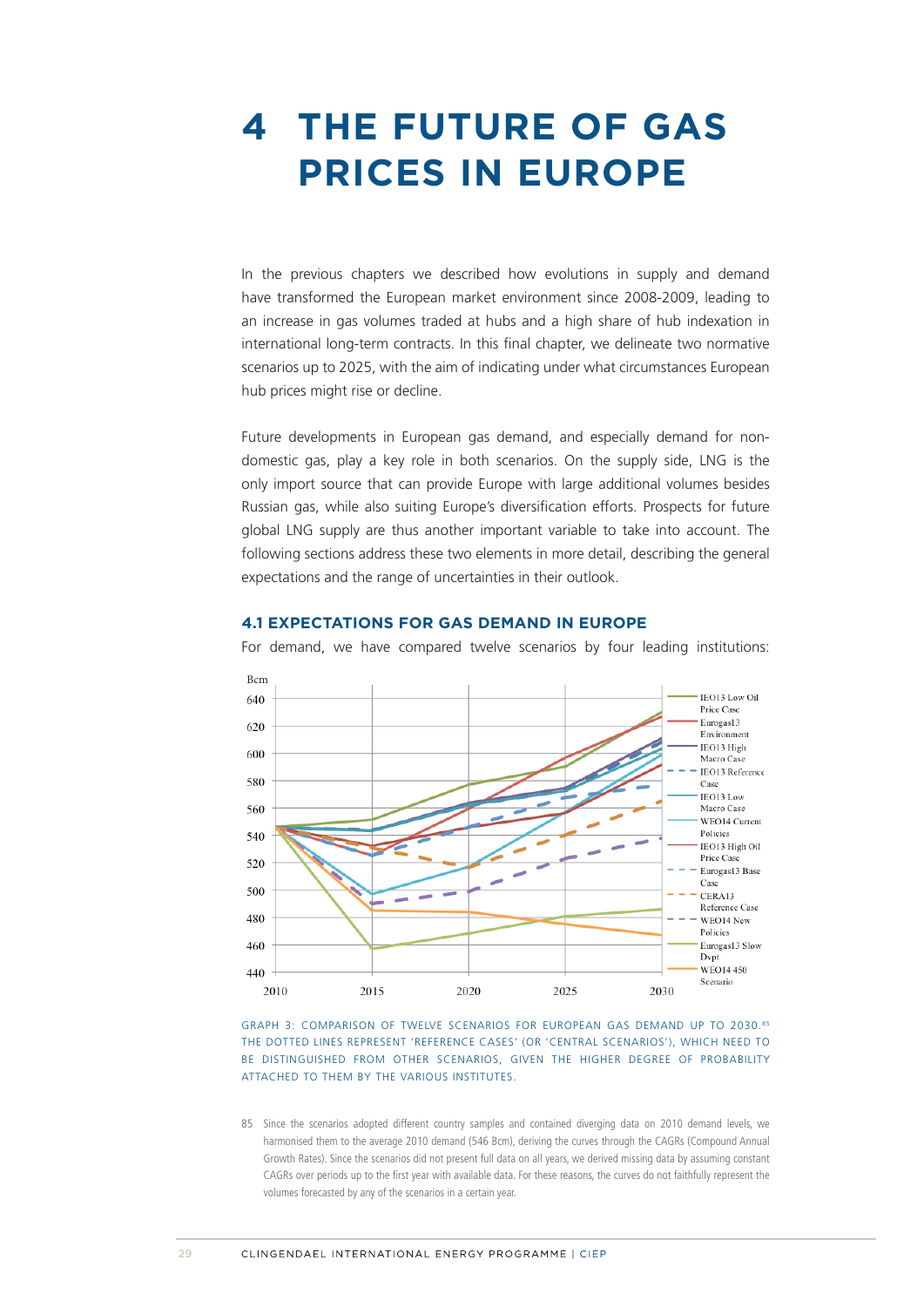# 4 THE FUTURE OF GAS PRICES IN EUROPE

In the previous chapters we described how evolutions in supply and demand have transformed the European market environment since 2008-2009, leading to an increase in gas volumes traded at hubs and a high share of hub indexation in international long-term contracts. In this final chapter, we delineate two normative scenarios up to 2025, with the aim of indicating under what circumstances European hub prices might rise or decline.

Future developments in European gas demand, and especially demand for non-domestic gas, play a key role in both scenarios. On the supply side, LNG is the only import source that can provide Europe with large additional volumes besides Russian gas, while also suiting Europe's diversification efforts. Prospects for future global LNG supply are thus another important variable to take into account. The following sections address these two elements in more detail, describing the general expectations and the range of uncertainties in their outlook.

## 4.1 EXPECTATIONS FOR GAS DEMAND IN EUROPE

For demand, we have compared twelve scenarios by four leading institutions:

GRAPH 3: COMPARISON OF TWELVE SCENARIOS FOR EUROPEAN GAS DEMAND UP TO 2030.[85] THE DOTTED LINES REPRESENT 'REFERENCE CASES' (OR 'CENTRAL SCENARIOS'), WHICH NEED TO BE DISTINGUISHED FROM OTHER SCENARIOS, GIVEN THE HIGHER DEGREE OF PROBABILITY ATTACHED TO THEM BY THE VARIOUS INSTITUTES.

85 Since the scenarios adopted different country samples and contained diverging data on 2010 demand levels, we harmonised them to the average 2010 demand (546 Bcm), deriving the curves through the CAGRs (Compound Annual Growth Rates). Since the scenarios did not present full data on all years, we derived missing data by assuming constant CAGRs over periods up to the first year with available data. For these reasons, the curves do not faithfully represent the volumes forecasted by any of the scenarios in a certain year.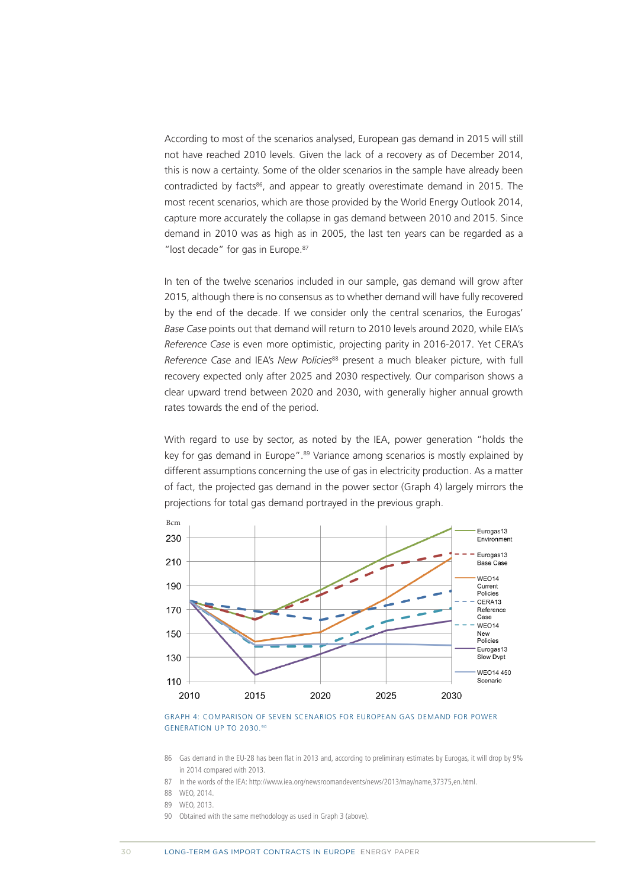According to most of the scenarios analysed, European gas demand in 2015 will still not have reached 2010 levels. Given the lack of a recovery as of December 2014, this is now a certainty. Some of the older scenarios in the sample have already been contradicted by facts[86], and appear to greatly overestimate demand in 2015. The most recent scenarios, which are those provided by the World Energy Outlook 2014, capture more accurately the collapse in gas demand between 2010 and 2015. Since demand in 2010 was as high as in 2005, the last ten years can be regarded as a "lost decade" for gas in Europe.[87]

In ten of the twelve scenarios included in our sample, gas demand will grow after 2015, although there is no consensus as to whether demand will have fully recovered by the end of the decade. If we consider only the central scenarios, the Eurogas' *Base Case* points out that demand will return to 2010 levels around 2020, while EIA's *Reference Case* is even more optimistic, projecting parity in 2016-2017. Yet CERA's *Reference Case* and IEA's *New Policies*[88] present a much bleaker picture, with full recovery expected only after 2025 and 2030 respectively. Our comparison shows a clear upward trend between 2020 and 2030, with generally higher annual growth rates towards the end of the period.

With regard to use by sector, as noted by the IEA, power generation "holds the key for gas demand in Europe".[89] Variance among scenarios is mostly explained by different assumptions concerning the use of gas in electricity production. As a matter of fact, the projected gas demand in the power sector (Graph 4) largely mirrors the projections for total gas demand portrayed in the previous graph.

GRAPH 4: COMPARISON OF SEVEN SCENARIOS FOR EUROPEAN GAS DEMAND FOR POWER GENERATION UP TO 2030.[90]

86 Gas demand in the EU-28 has been flat in 2013 and, according to preliminary estimates by Eurogas, it will drop by 9% in 2014 compared with 2013.

87 In the words of the IEA: http://www.iea.org/newsroomandevents/news/2013/may/name,37375,en.html.

88 WEO, 2014.

89 WEO, 2013.

90 Obtained with the same methodology as used in Graph 3 (above).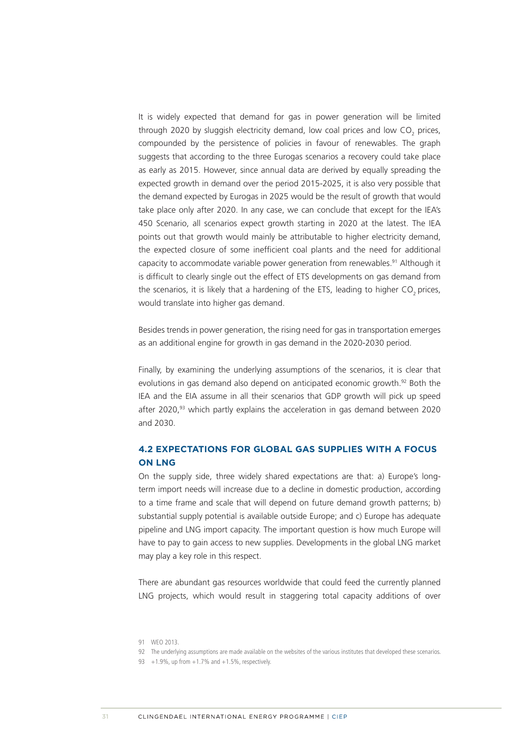It is widely expected that demand for gas in power generation will be limited through 2020 by sluggish electricity demand, low coal prices and low $CO_2$ prices, compounded by the persistence of policies in favour of renewables. The graph suggests that according to the three Eurogas scenarios a recovery could take place as early as 2015. However, since annual data are derived by equally spreading the expected growth in demand over the period 2015-2025, it is also very possible that the demand expected by Eurogas in 2025 would be the result of growth that would take place only after 2020. In any case, we can conclude that except for the IEA's 450 Scenario, all scenarios expect growth starting in 2020 at the latest. The IEA points out that growth would mainly be attributable to higher electricity demand, the expected closure of some inefficient coal plants and the need for additional capacity to accommodate variable power generation from renewables.[91] Although it is difficult to clearly single out the effect of ETS developments on gas demand from the scenarios, it is likely that a hardening of the ETS, leading to higher $CO_2$ prices, would translate into higher gas demand.

Besides trends in power generation, the rising need for gas in transportation emerges as an additional engine for growth in gas demand in the 2020-2030 period.

Finally, by examining the underlying assumptions of the scenarios, it is clear that evolutions in gas demand also depend on anticipated economic growth.[92] Both the IEA and the EIA assume in all their scenarios that GDP growth will pick up speed after 2020,[93] which partly explains the acceleration in gas demand between 2020 and 2030.

## 4.2 EXPECTATIONS FOR GLOBAL GAS SUPPLIES WITH A FOCUS ON LNG

On the supply side, three widely shared expectations are that: a) Europe's long-term import needs will increase due to a decline in domestic production, according to a time frame and scale that will depend on future demand growth patterns; b) substantial supply potential is available outside Europe; and c) Europe has adequate pipeline and LNG import capacity. The important question is how much Europe will have to pay to gain access to new supplies. Developments in the global LNG market may play a key role in this respect.

There are abundant gas resources worldwide that could feed the currently planned LNG projects, which would result in staggering total capacity additions of over

91 WEO 2013.

92 The underlying assumptions are made available on the websites of the various institutes that developed these scenarios.

93 +1.9%, up from +1.7% and +1.5%, respectively.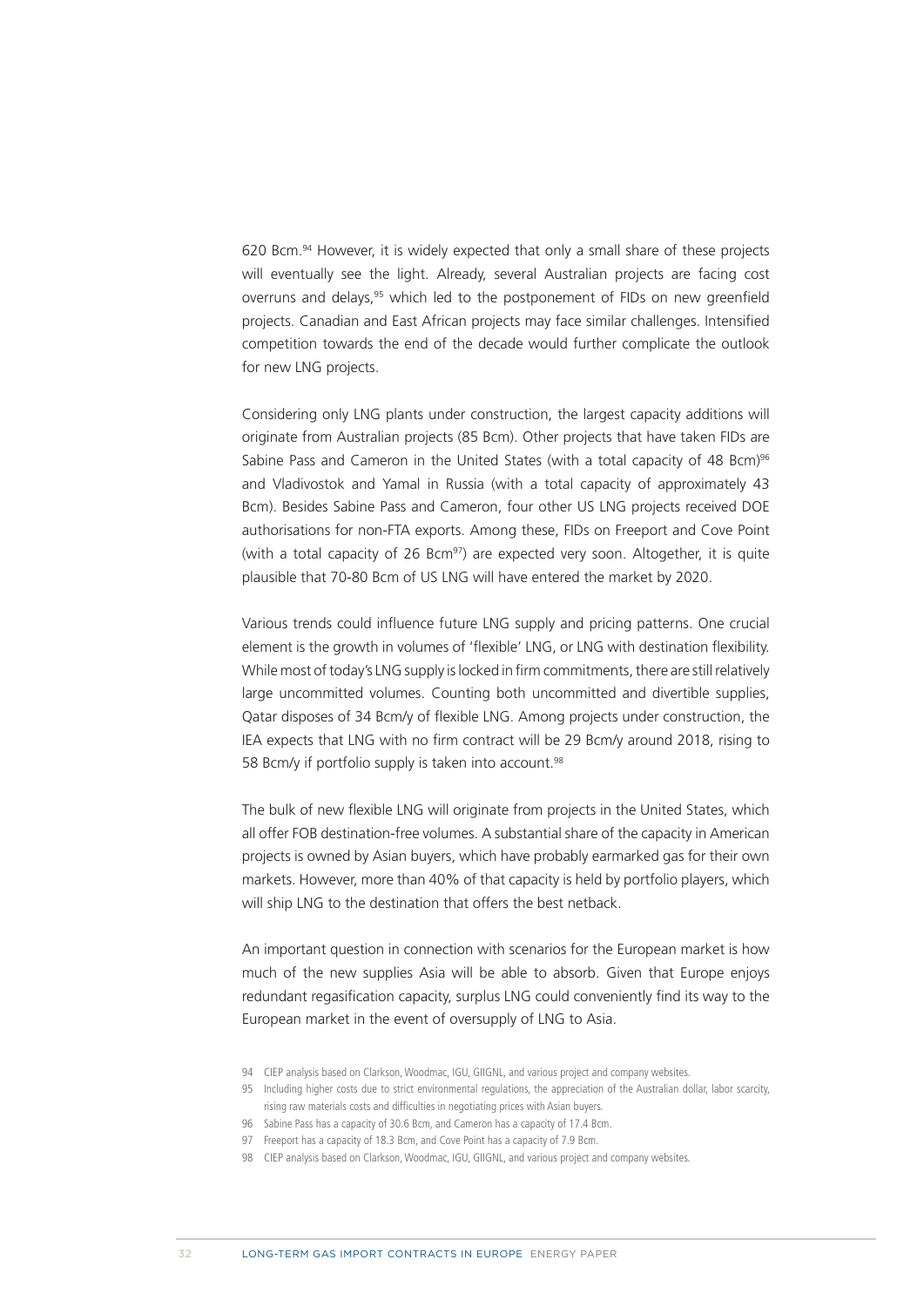620 Bcm.[94] However, it is widely expected that only a small share of these projects will eventually see the light. Already, several Australian projects are facing cost overruns and delays,[95] which led to the postponement of FIDs on new greenfield projects. Canadian and East African projects may face similar challenges. Intensified competition towards the end of the decade would further complicate the outlook for new LNG projects.

Considering only LNG plants under construction, the largest capacity additions will originate from Australian projects (85 Bcm). Other projects that have taken FIDs are Sabine Pass and Cameron in the United States (with a total capacity of 48 Bcm)[96] and Vladivostok and Yamal in Russia (with a total capacity of approximately 43 Bcm). Besides Sabine Pass and Cameron, four other US LNG projects received DOE authorisations for non-FTA exports. Among these, FIDs on Freeport and Cove Point (with a total capacity of 26 Bcm[97]) are expected very soon. Altogether, it is quite plausible that 70-80 Bcm of US LNG will have entered the market by 2020.

Various trends could influence future LNG supply and pricing patterns. One crucial element is the growth in volumes of 'flexible' LNG, or LNG with destination flexibility. While most of today's LNG supply is locked in firm commitments, there are still relatively large uncommitted volumes. Counting both uncommitted and divertible supplies, Qatar disposes of 34 Bcm/y of flexible LNG. Among projects under construction, the IEA expects that LNG with no firm contract will be 29 Bcm/y around 2018, rising to 58 Bcm/y if portfolio supply is taken into account.[98]

The bulk of new flexible LNG will originate from projects in the United States, which all offer FOB destination-free volumes. A substantial share of the capacity in American projects is owned by Asian buyers, which have probably earmarked gas for their own markets. However, more than 40% of that capacity is held by portfolio players, which will ship LNG to the destination that offers the best netback.

An important question in connection with scenarios for the European market is how much of the new supplies Asia will be able to absorb. Given that Europe enjoys redundant regasification capacity, surplus LNG could conveniently find its way to the European market in the event of oversupply of LNG to Asia.

94 CIEP analysis based on Clarkson, Woodmac, IGU, GIIGNL, and various project and company websites.

95 Including higher costs due to strict environmental regulations, the appreciation of the Australian dollar, labor scarcity, rising raw materials costs and difficulties in negotiating prices with Asian buyers.

96 Sabine Pass has a capacity of 30.6 Bcm, and Cameron has a capacity of 17.4 Bcm.

97 Freeport has a capacity of 18.3 Bcm, and Cove Point has a capacity of 7.9 Bcm.

98 CIEP analysis based on Clarkson, Woodmac, IGU, GIIGNL, and various project and company websites.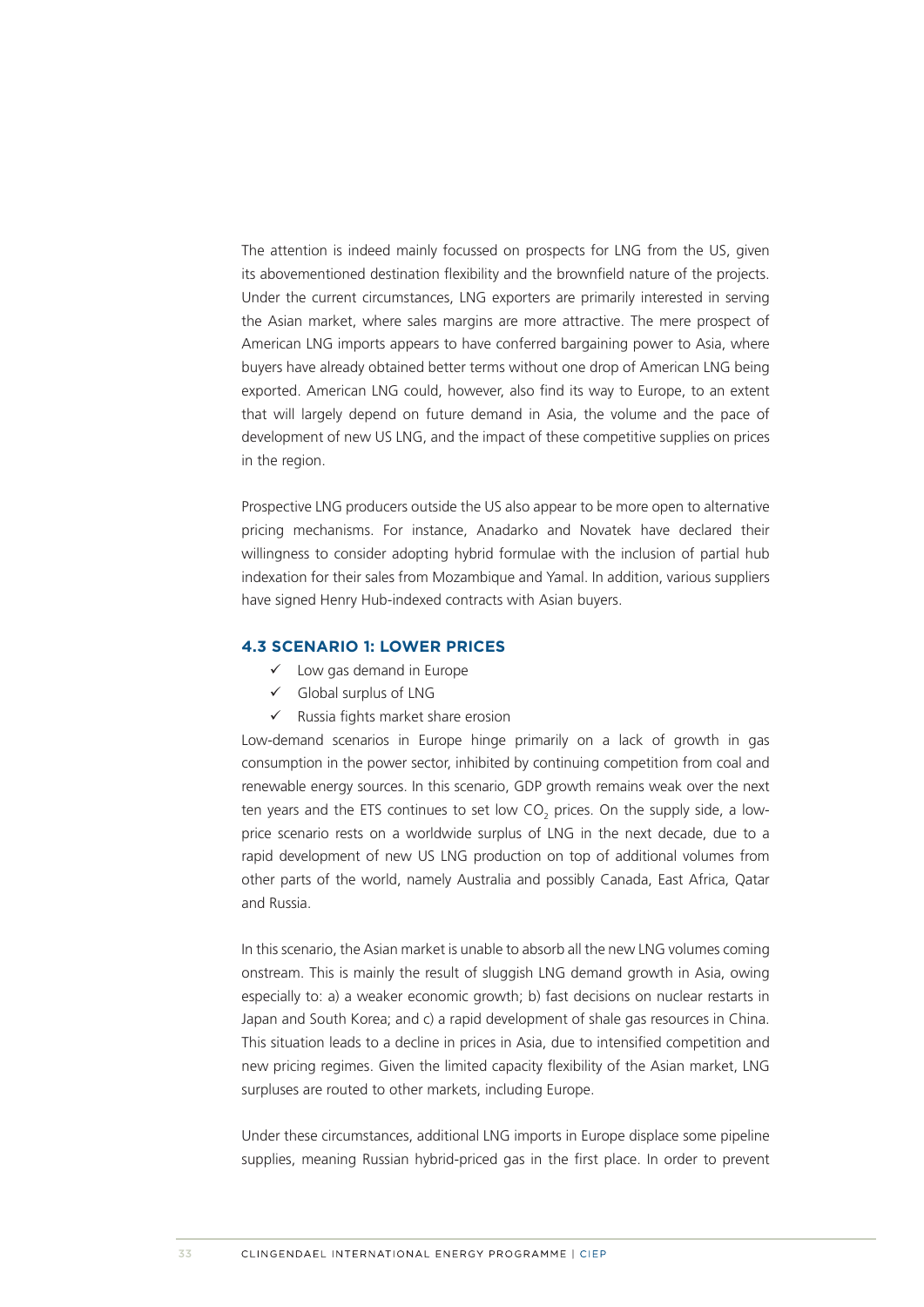The attention is indeed mainly focussed on prospects for LNG from the US, given its abovementioned destination flexibility and the brownfield nature of the projects. Under the current circumstances, LNG exporters are primarily interested in serving the Asian market, where sales margins are more attractive. The mere prospect of American LNG imports appears to have conferred bargaining power to Asia, where buyers have already obtained better terms without one drop of American LNG being exported. American LNG could, however, also find its way to Europe, to an extent that will largely depend on future demand in Asia, the volume and the pace of development of new US LNG, and the impact of these competitive supplies on prices in the region.

Prospective LNG producers outside the US also appear to be more open to alternative pricing mechanisms. For instance, Anadarko and Novatek have declared their willingness to consider adopting hybrid formulae with the inclusion of partial hub indexation for their sales from Mozambique and Yamal. In addition, various suppliers have signed Henry Hub-indexed contracts with Asian buyers.

### 4.3 SCENARIO 1: LOWER PRICES

- ✓ Low gas demand in Europe
- ✓ Global surplus of LNG
- ✓ Russia fights market share erosion

Low-demand scenarios in Europe hinge primarily on a lack of growth in gas consumption in the power sector, inhibited by continuing competition from coal and renewable energy sources. In this scenario, GDP growth remains weak over the next ten years and the ETS continues to set low $CO_2$ prices. On the supply side, a low-price scenario rests on a worldwide surplus of LNG in the next decade, due to a rapid development of new US LNG production on top of additional volumes from other parts of the world, namely Australia and possibly Canada, East Africa, Qatar and Russia.

In this scenario, the Asian market is unable to absorb all the new LNG volumes coming onstream. This is mainly the result of sluggish LNG demand growth in Asia, owing especially to: a) a weaker economic growth; b) fast decisions on nuclear restarts in Japan and South Korea; and c) a rapid development of shale gas resources in China. This situation leads to a decline in prices in Asia, due to intensified competition and new pricing regimes. Given the limited capacity flexibility of the Asian market, LNG surpluses are routed to other markets, including Europe.

Under these circumstances, additional LNG imports in Europe displace some pipeline supplies, meaning Russian hybrid-priced gas in the first place. In order to prevent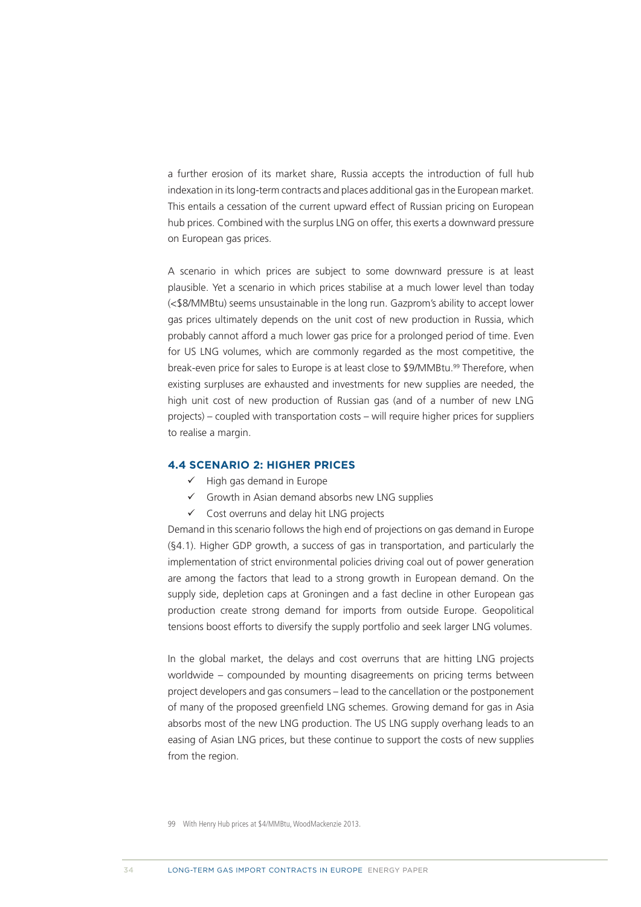a further erosion of its market share, Russia accepts the introduction of full hub indexation in its long-term contracts and places additional gas in the European market. This entails a cessation of the current upward effect of Russian pricing on European hub prices. Combined with the surplus LNG on offer, this exerts a downward pressure on European gas prices.

A scenario in which prices are subject to some downward pressure is at least plausible. Yet a scenario in which prices stabilise at a much lower level than today (<$8/MMBtu) seems unsustainable in the long run. Gazprom's ability to accept lower gas prices ultimately depends on the unit cost of new production in Russia, which probably cannot afford a much lower gas price for a prolonged period of time. Even for US LNG volumes, which are commonly regarded as the most competitive, the break-even price for sales to Europe is at least close to $9/MMBtu.[99] Therefore, when existing surpluses are exhausted and investments for new supplies are needed, the high unit cost of new production of Russian gas (and of a number of new LNG projects) – coupled with transportation costs – will require higher prices for suppliers to realise a margin.

### 4.4 SCENARIO 2: HIGHER PRICES

- ✓ High gas demand in Europe
- ✓ Growth in Asian demand absorbs new LNG supplies
- ✓ Cost overruns and delay hit LNG projects

Demand in this scenario follows the high end of projections on gas demand in Europe (§4.1). Higher GDP growth, a success of gas in transportation, and particularly the implementation of strict environmental policies driving coal out of power generation are among the factors that lead to a strong growth in European demand. On the supply side, depletion caps at Groningen and a fast decline in other European gas production create strong demand for imports from outside Europe. Geopolitical tensions boost efforts to diversify the supply portfolio and seek larger LNG volumes.

In the global market, the delays and cost overruns that are hitting LNG projects worldwide – compounded by mounting disagreements on pricing terms between project developers and gas consumers – lead to the cancellation or the postponement of many of the proposed greenfield LNG schemes. Growing demand for gas in Asia absorbs most of the new LNG production. The US LNG supply overhang leads to an easing of Asian LNG prices, but these continue to support the costs of new supplies from the region.

99 With Henry Hub prices at $4/MMBtu, WoodMackenzie 2013.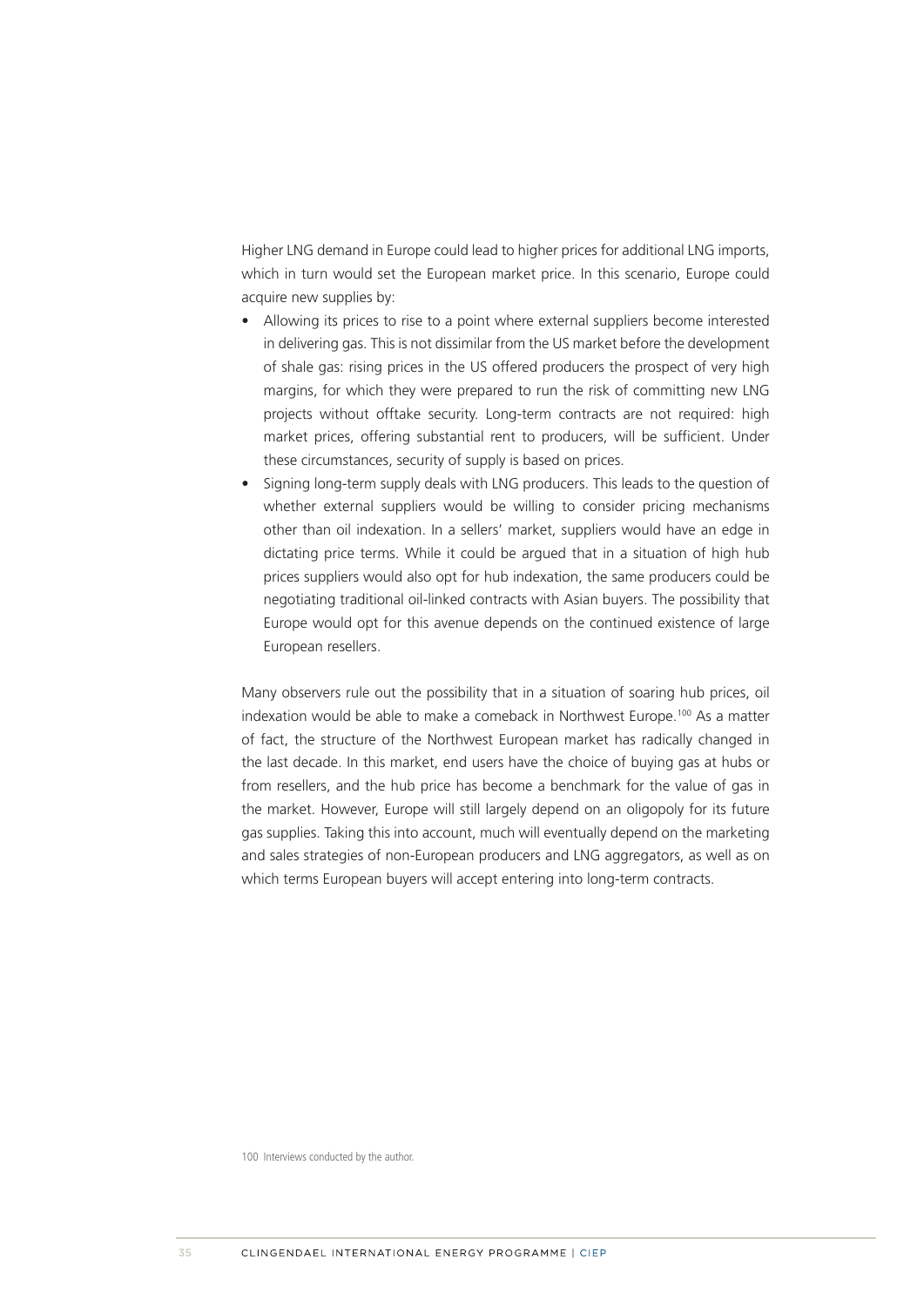Higher LNG demand in Europe could lead to higher prices for additional LNG imports, which in turn would set the European market price. In this scenario, Europe could acquire new supplies by:

- Allowing its prices to rise to a point where external suppliers become interested in delivering gas. This is not dissimilar from the US market before the development of shale gas: rising prices in the US offered producers the prospect of very high margins, for which they were prepared to run the risk of committing new LNG projects without offtake security. Long-term contracts are not required: high market prices, offering substantial rent to producers, will be sufficient. Under these circumstances, security of supply is based on prices.
- Signing long-term supply deals with LNG producers. This leads to the question of whether external suppliers would be willing to consider pricing mechanisms other than oil indexation. In a sellers' market, suppliers would have an edge in dictating price terms. While it could be argued that in a situation of high hub prices suppliers would also opt for hub indexation, the same producers could be negotiating traditional oil-linked contracts with Asian buyers. The possibility that Europe would opt for this avenue depends on the continued existence of large European resellers.

Many observers rule out the possibility that in a situation of soaring hub prices, oil indexation would be able to make a comeback in Northwest Europe.[100] As a matter of fact, the structure of the Northwest European market has radically changed in the last decade. In this market, end users have the choice of buying gas at hubs or from resellers, and the hub price has become a benchmark for the value of gas in the market. However, Europe will still largely depend on an oligopoly for its future gas supplies. Taking this into account, much will eventually depend on the marketing and sales strategies of non-European producers and LNG aggregators, as well as on which terms European buyers will accept entering into long-term contracts.

100 Interviews conducted by the author.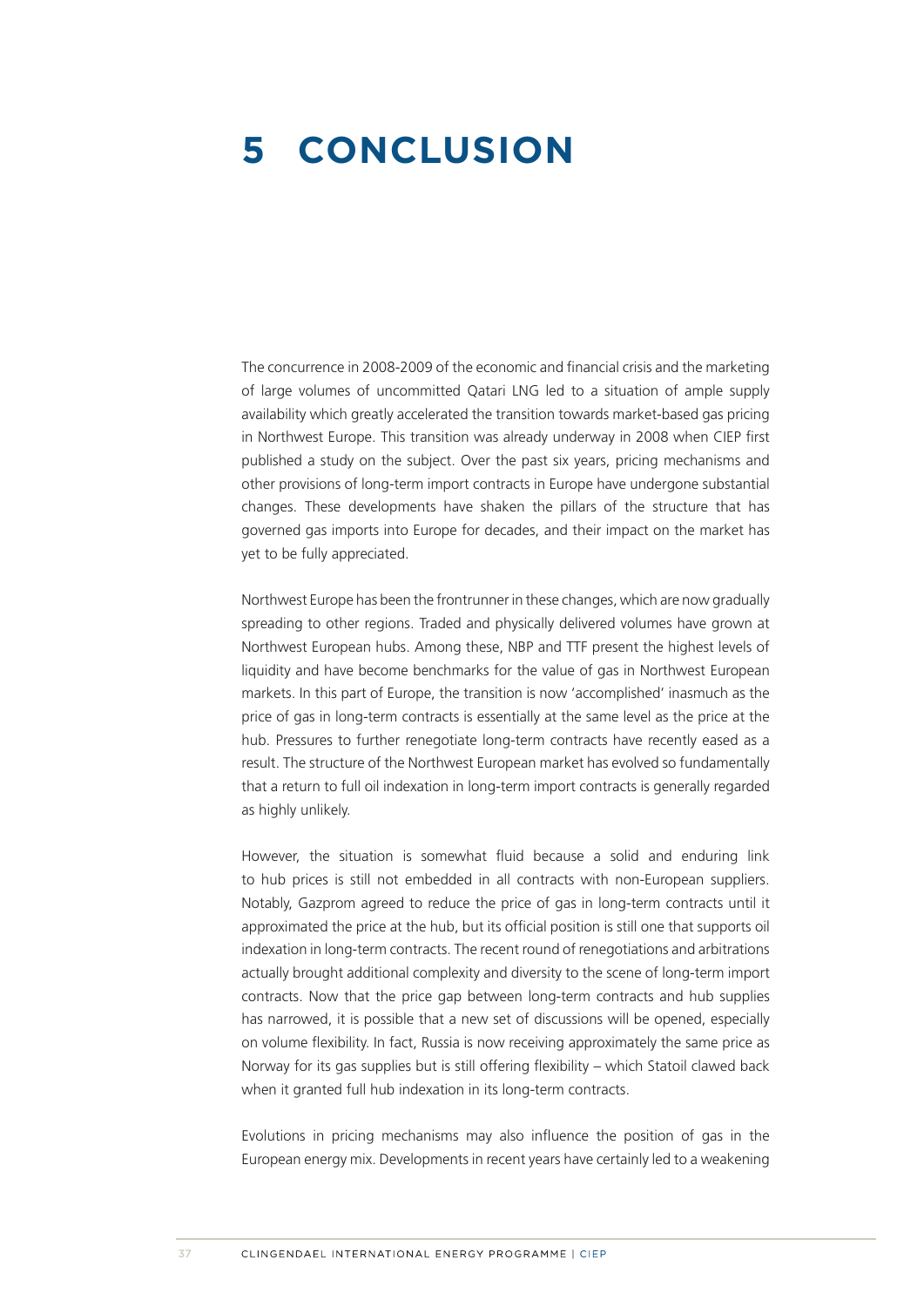# 5 CONCLUSION

The concurrence in 2008-2009 of the economic and financial crisis and the marketing of large volumes of uncommitted Qatari LNG led to a situation of ample supply availability which greatly accelerated the transition towards market-based gas pricing in Northwest Europe. This transition was already underway in 2008 when CIEP first published a study on the subject. Over the past six years, pricing mechanisms and other provisions of long-term import contracts in Europe have undergone substantial changes. These developments have shaken the pillars of the structure that has governed gas imports into Europe for decades, and their impact on the market has yet to be fully appreciated.

Northwest Europe has been the frontrunner in these changes, which are now gradually spreading to other regions. Traded and physically delivered volumes have grown at Northwest European hubs. Among these, NBP and TTF present the highest levels of liquidity and have become benchmarks for the value of gas in Northwest European markets. In this part of Europe, the transition is now 'accomplished' inasmuch as the price of gas in long-term contracts is essentially at the same level as the price at the hub. Pressures to further renegotiate long-term contracts have recently eased as a result. The structure of the Northwest European market has evolved so fundamentally that a return to full oil indexation in long-term import contracts is generally regarded as highly unlikely.

However, the situation is somewhat fluid because a solid and enduring link to hub prices is still not embedded in all contracts with non-European suppliers. Notably, Gazprom agreed to reduce the price of gas in long-term contracts until it approximated the price at the hub, but its official position is still one that supports oil indexation in long-term contracts. The recent round of renegotiations and arbitrations actually brought additional complexity and diversity to the scene of long-term import contracts. Now that the price gap between long-term contracts and hub supplies has narrowed, it is possible that a new set of discussions will be opened, especially on volume flexibility. In fact, Russia is now receiving approximately the same price as Norway for its gas supplies but is still offering flexibility – which Statoil clawed back when it granted full hub indexation in its long-term contracts.

Evolutions in pricing mechanisms may also influence the position of gas in the European energy mix. Developments in recent years have certainly led to a weakening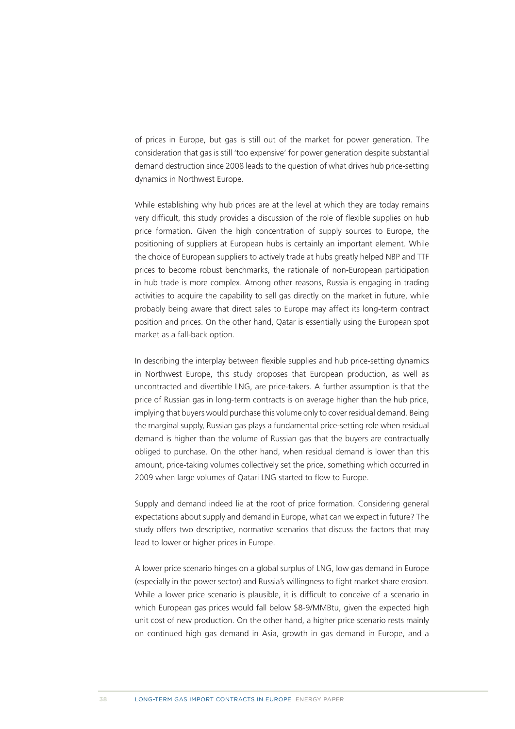of prices in Europe, but gas is still out of the market for power generation. The consideration that gas is still 'too expensive' for power generation despite substantial demand destruction since 2008 leads to the question of what drives hub price-setting dynamics in Northwest Europe.

While establishing why hub prices are at the level at which they are today remains very difficult, this study provides a discussion of the role of flexible supplies on hub price formation. Given the high concentration of supply sources to Europe, the positioning of suppliers at European hubs is certainly an important element. While the choice of European suppliers to actively trade at hubs greatly helped NBP and TTF prices to become robust benchmarks, the rationale of non-European participation in hub trade is more complex. Among other reasons, Russia is engaging in trading activities to acquire the capability to sell gas directly on the market in future, while probably being aware that direct sales to Europe may affect its long-term contract position and prices. On the other hand, Qatar is essentially using the European spot market as a fall-back option.

In describing the interplay between flexible supplies and hub price-setting dynamics in Northwest Europe, this study proposes that European production, as well as uncontracted and divertible LNG, are price-takers. A further assumption is that the price of Russian gas in long-term contracts is on average higher than the hub price, implying that buyers would purchase this volume only to cover residual demand. Being the marginal supply, Russian gas plays a fundamental price-setting role when residual demand is higher than the volume of Russian gas that the buyers are contractually obliged to purchase. On the other hand, when residual demand is lower than this amount, price-taking volumes collectively set the price, something which occurred in 2009 when large volumes of Qatari LNG started to flow to Europe.

Supply and demand indeed lie at the root of price formation. Considering general expectations about supply and demand in Europe, what can we expect in future? The study offers two descriptive, normative scenarios that discuss the factors that may lead to lower or higher prices in Europe.

A lower price scenario hinges on a global surplus of LNG, low gas demand in Europe (especially in the power sector) and Russia's willingness to fight market share erosion. While a lower price scenario is plausible, it is difficult to conceive of a scenario in which European gas prices would fall below \$8-9/MMBtu, given the expected high unit cost of new production. On the other hand, a higher price scenario rests mainly on continued high gas demand in Asia, growth in gas demand in Europe, and a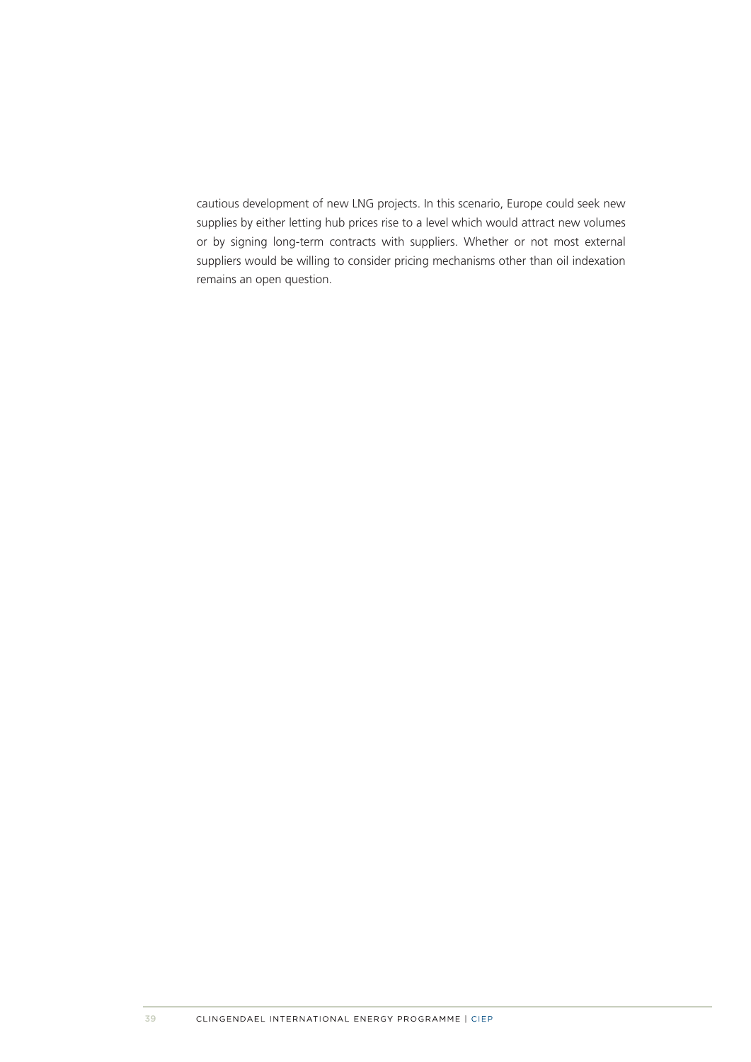cautious development of new LNG projects. In this scenario, Europe could seek new supplies by either letting hub prices rise to a level which would attract new volumes or by signing long-term contracts with suppliers. Whether or not most external suppliers would be willing to consider pricing mechanisms other than oil indexation remains an open question.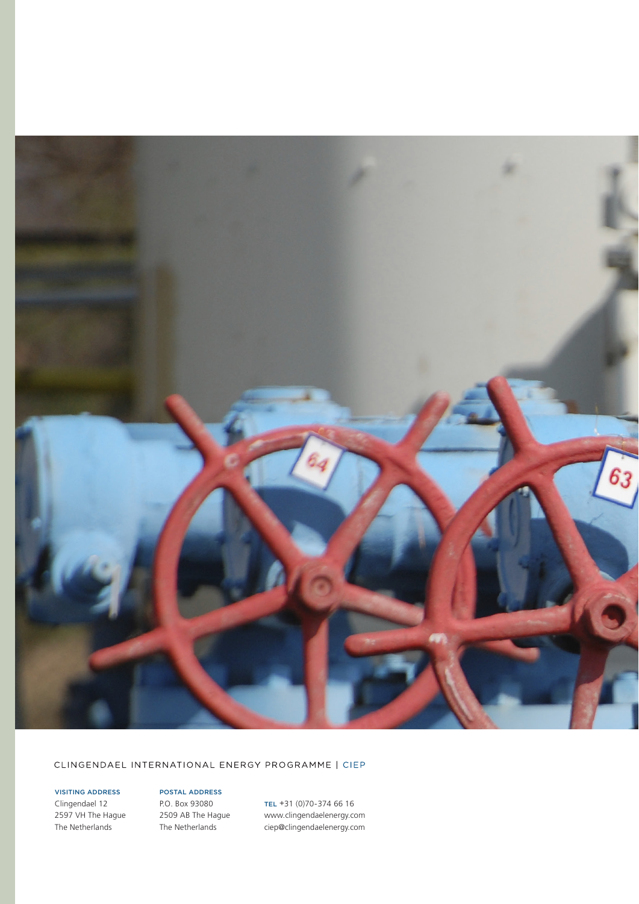CLINGENDAEL INTERNATIONAL ENERGY PROGRAMME | CIEP

**VISITING ADDRESS**
Clingendael 12
2597 VH The Hague
The Netherlands

**POSTAL ADDRESS**
P.O. Box 93080
2509 AB The Hague
The Netherlands

**TEL** +31 (0)70-374 66 16
www.clingendaelenergy.com
ciep@clingendaelenergy.com